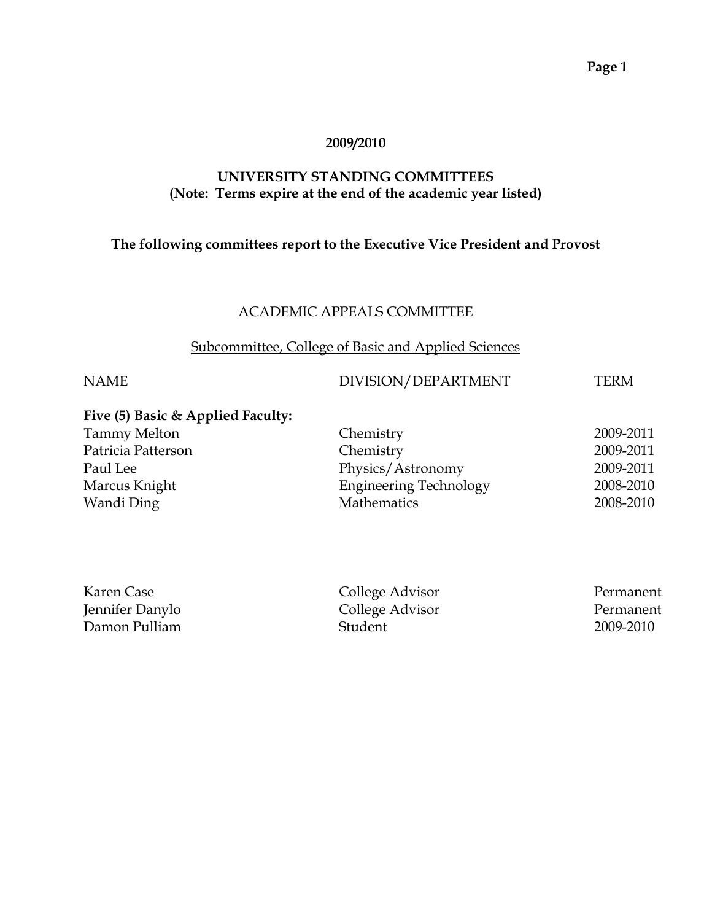**2009/2010**

**UNIVERSITY STANDING COMMITTEES**
**(Note: Terms expire at the end of the academic year listed)**

**The following committees report to the Executive Vice President and Provost**

## ACADEMIC APPEALS COMMITTEE

### Subcommittee, College of Basic and Applied Sciences

| NAME | DIVISION/DEPARTMENT | TERM |
|---|---|---|
| **Five (5) Basic & Applied Faculty:** | | |
| Tammy Melton | Chemistry | 2009-2011 |
| Patricia Patterson | Chemistry | 2009-2011 |
| Paul Lee | Physics/Astronomy | 2009-2011 |
| Marcus Knight | Engineering Technology | 2008-2010 |
| Wandi Ding | Mathematics | 2008-2010 |
| | | |
| Karen Case | College Advisor | Permanent |
| Jennifer Danylo | College Advisor | Permanent |
| Damon Pulliam | Student | 2009-2010 |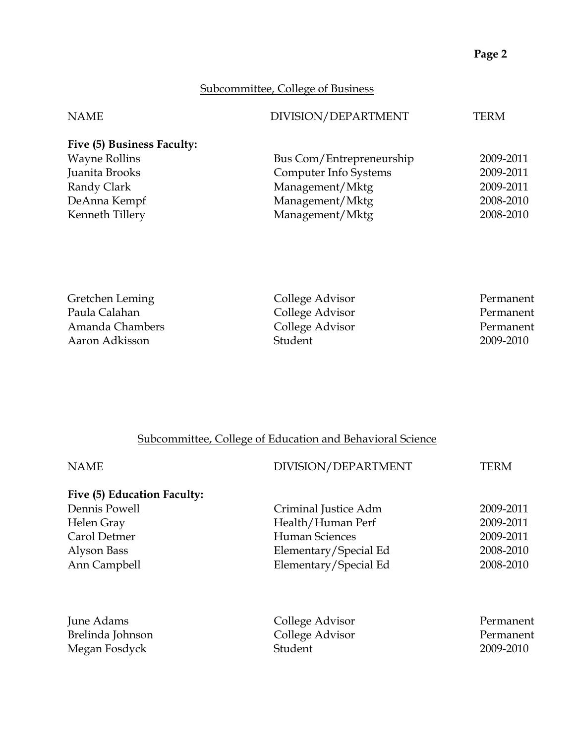## Subcommittee, College of Business

| NAME | DIVISION/DEPARTMENT | TERM |
|---|---|---|
| **Five (5) Business Faculty:** | | |
| Wayne Rollins | Bus Com/Entrepreneurship | 2009-2011 |
| Juanita Brooks | Computer Info Systems | 2009-2011 |
| Randy Clark | Management/Mktg | 2009-2011 |
| DeAnna Kempf | Management/Mktg | 2008-2010 |
| Kenneth Tillery | Management/Mktg | 2008-2010 |
| | | |
| Gretchen Leming | College Advisor | Permanent |
| Paula Calahan | College Advisor | Permanent |
| Amanda Chambers | College Advisor | Permanent |
| Aaron Adkisson | Student | 2009-2010 |

## Subcommittee, College of Education and Behavioral Science

| NAME | DIVISION/DEPARTMENT | TERM |
|---|---|---|
| **Five (5) Education Faculty:** | | |
| Dennis Powell | Criminal Justice Adm | 2009-2011 |
| Helen Gray | Health/Human Perf | 2009-2011 |
| Carol Detmer | Human Sciences | 2009-2011 |
| Alyson Bass | Elementary/Special Ed | 2008-2010 |
| Ann Campbell | Elementary/Special Ed | 2008-2010 |
| | | |
| June Adams | College Advisor | Permanent |
| Brelinda Johnson | College Advisor | Permanent |
| Megan Fosdyck | Student | 2009-2010 |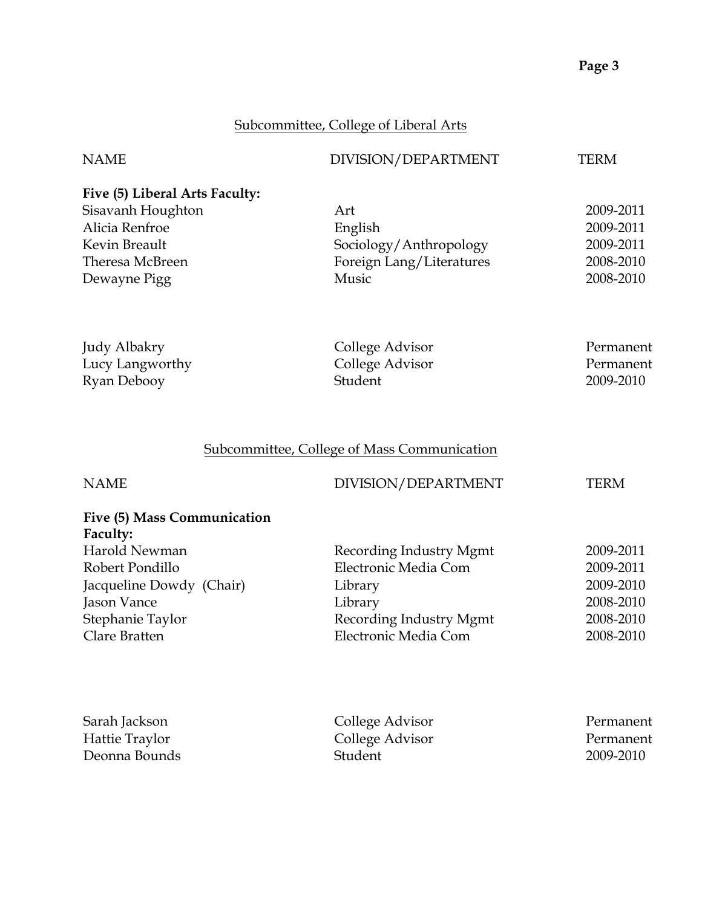## Subcommittee, College of Liberal Arts

| NAME | DIVISION/DEPARTMENT | TERM |
| --- | --- | --- |
| **Five (5) Liberal Arts Faculty:** | | |
| Sisavanh Houghton | Art | 2009-2011 |
| Alicia Renfroe | English | 2009-2011 |
| Kevin Breault | Sociology/Anthropology | 2009-2011 |
| Theresa McBreen | Foreign Lang/Literatures | 2008-2010 |
| Dewayne Pigg | Music | 2008-2010 |
| | | |
| Judy Albakry | College Advisor | Permanent |
| Lucy Langworthy | College Advisor | Permanent |
| Ryan Debooy | Student | 2009-2010 |

## Subcommittee, College of Mass Communication

| NAME | DIVISION/DEPARTMENT | TERM |
| --- | --- | --- |
| **Five (5) Mass Communication Faculty:** | | |
| Harold Newman | Recording Industry Mgmt | 2009-2011 |
| Robert Pondillo | Electronic Media Com | 2009-2011 |
| Jacqueline Dowdy (Chair) | Library | 2009-2010 |
| Jason Vance | Library | 2008-2010 |
| Stephanie Taylor | Recording Industry Mgmt | 2008-2010 |
| Clare Bratten | Electronic Media Com | 2008-2010 |
| | | |
| Sarah Jackson | College Advisor | Permanent |
| Hattie Traylor | College Advisor | Permanent |
| Deonna Bounds | Student | 2009-2010 |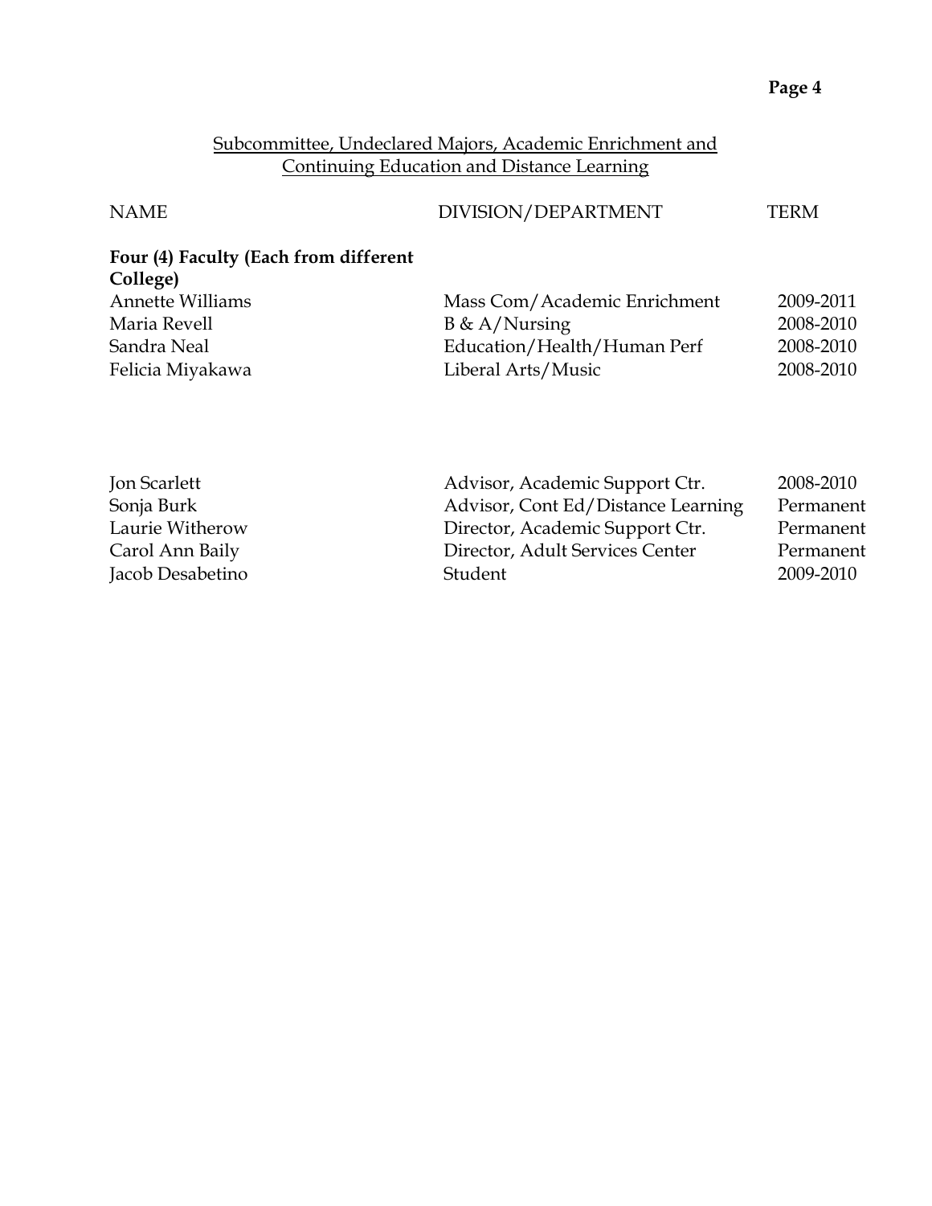## Subcommittee, Undeclared Majors, Academic Enrichment and Continuing Education and Distance Learning

| NAME | DIVISION/DEPARTMENT | TERM |
|---|---|---|
| **Four (4) Faculty (Each from different College)** | | |
| Annette Williams | Mass Com/Academic Enrichment | 2009-2011 |
| Maria Revell | B & A/Nursing | 2008-2010 |
| Sandra Neal | Education/Health/Human Perf | 2008-2010 |
| Felicia Miyakawa | Liberal Arts/Music | 2008-2010 |
| | | |
| Jon Scarlett | Advisor, Academic Support Ctr. | 2008-2010 |
| Sonja Burk | Advisor, Cont Ed/Distance Learning | Permanent |
| Laurie Witherow | Director, Academic Support Ctr. | Permanent |
| Carol Ann Baily | Director, Adult Services Center | Permanent |
| Jacob Desabetino | Student | 2009-2010 |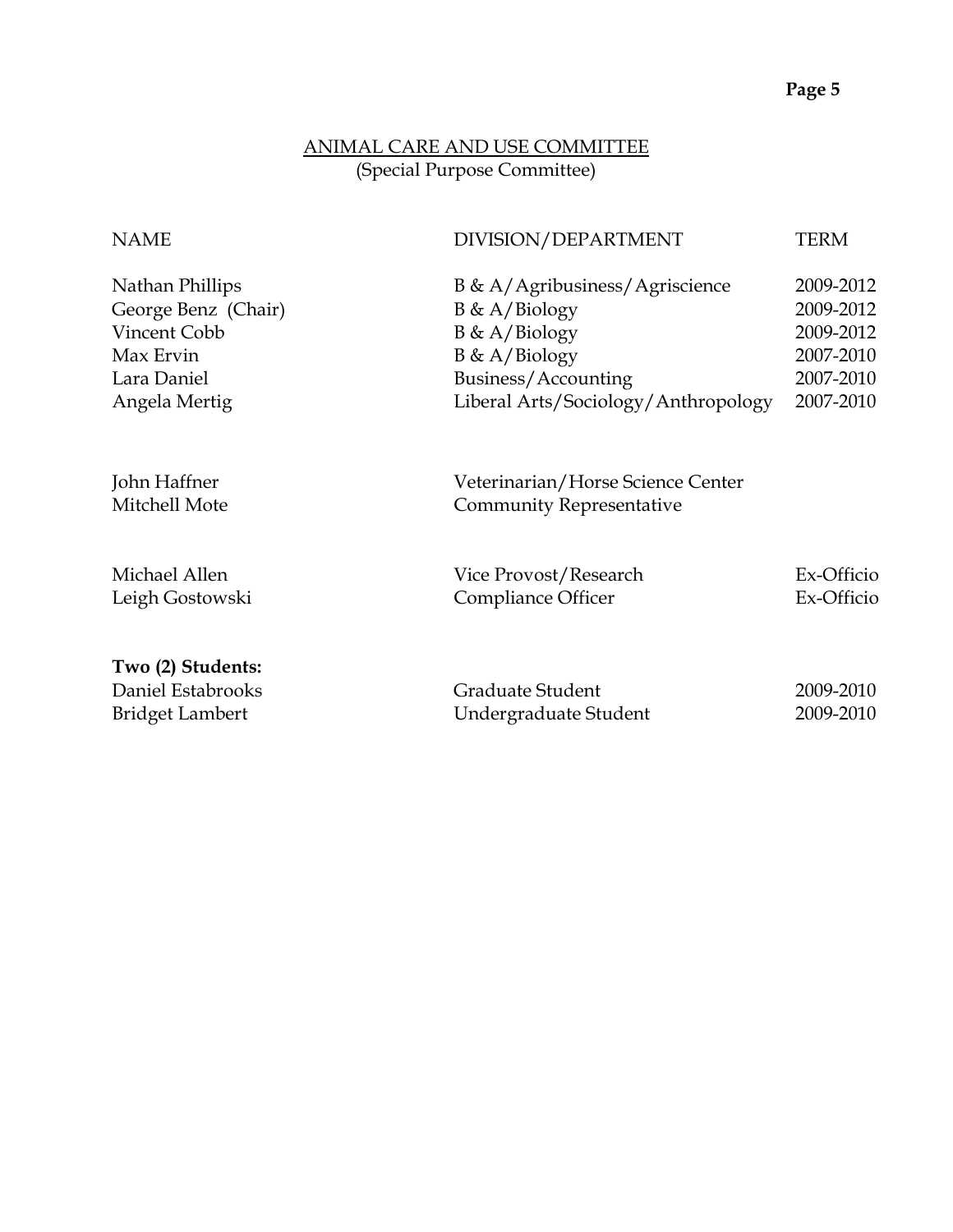## ANIMAL CARE AND USE COMMITTEE
(Special Purpose Committee)

| NAME | DIVISION/DEPARTMENT | TERM |
|---|---|---|
| Nathan Phillips | B & A/Agribusiness/Agriscience | 2009-2012 |
| George Benz (Chair) | B & A/Biology | 2009-2012 |
| Vincent Cobb | B & A/Biology | 2009-2012 |
| Max Ervin | B & A/Biology | 2007-2010 |
| Lara Daniel | Business/Accounting | 2007-2010 |
| Angela Mertig | Liberal Arts/Sociology/Anthropology | 2007-2010 |
| | | |
| John Haffner | Veterinarian/Horse Science Center | |
| Mitchell Mote | Community Representative | |
| | | |
| Michael Allen | Vice Provost/Research | Ex-Officio |
| Leigh Gostowski | Compliance Officer | Ex-Officio |
| | | |
| **Two (2) Students:** | | |
| Daniel Estabrooks | Graduate Student | 2009-2010 |
| Bridget Lambert | Undergraduate Student | 2009-2010 |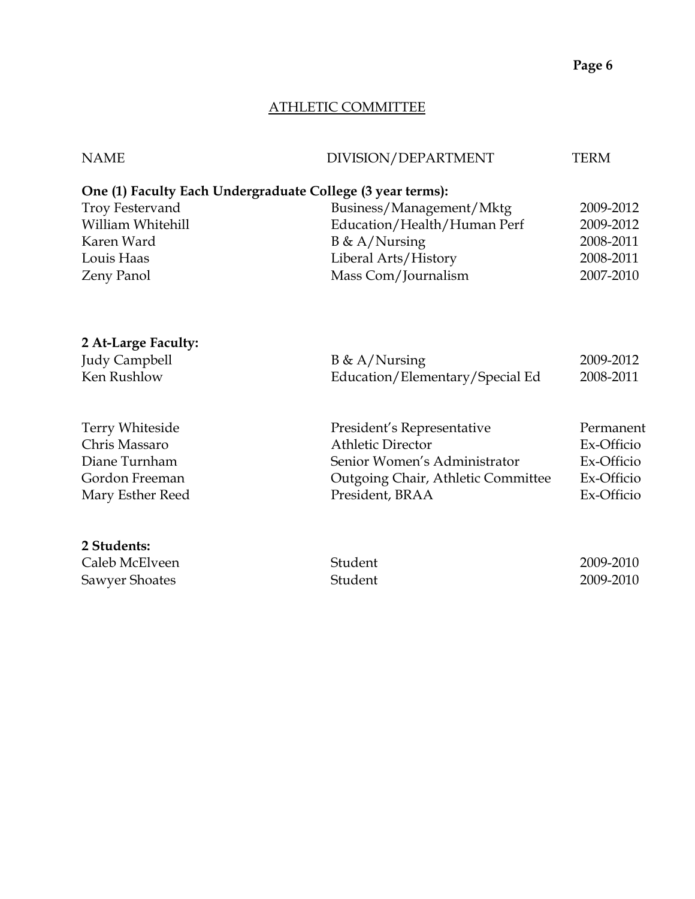## ATHLETIC COMMITTEE

| NAME | DIVISION/DEPARTMENT | TERM |
|---|---|---|
| **One (1) Faculty Each Undergraduate College (3 year terms):** | | |
| Troy Festervand | Business/Management/Mktg | 2009-2012 |
| William Whitehill | Education/Health/Human Perf | 2009-2012 |
| Karen Ward | B & A/Nursing | 2008-2011 |
| Louis Haas | Liberal Arts/History | 2008-2011 |
| Zeny Panol | Mass Com/Journalism | 2007-2010 |
| **2 At-Large Faculty:** | | |
| Judy Campbell | B & A/Nursing | 2009-2012 |
| Ken Rushlow | Education/Elementary/Special Ed | 2008-2011 |
| Terry Whiteside | President's Representative | Permanent |
| Chris Massaro | Athletic Director | Ex-Officio |
| Diane Turnham | Senior Women's Administrator | Ex-Officio |
| Gordon Freeman | Outgoing Chair, Athletic Committee | Ex-Officio |
| Mary Esther Reed | President, BRAA | Ex-Officio |
| **2 Students:** | | |
| Caleb McElveen | Student | 2009-2010 |
| Sawyer Shoates | Student | 2009-2010 |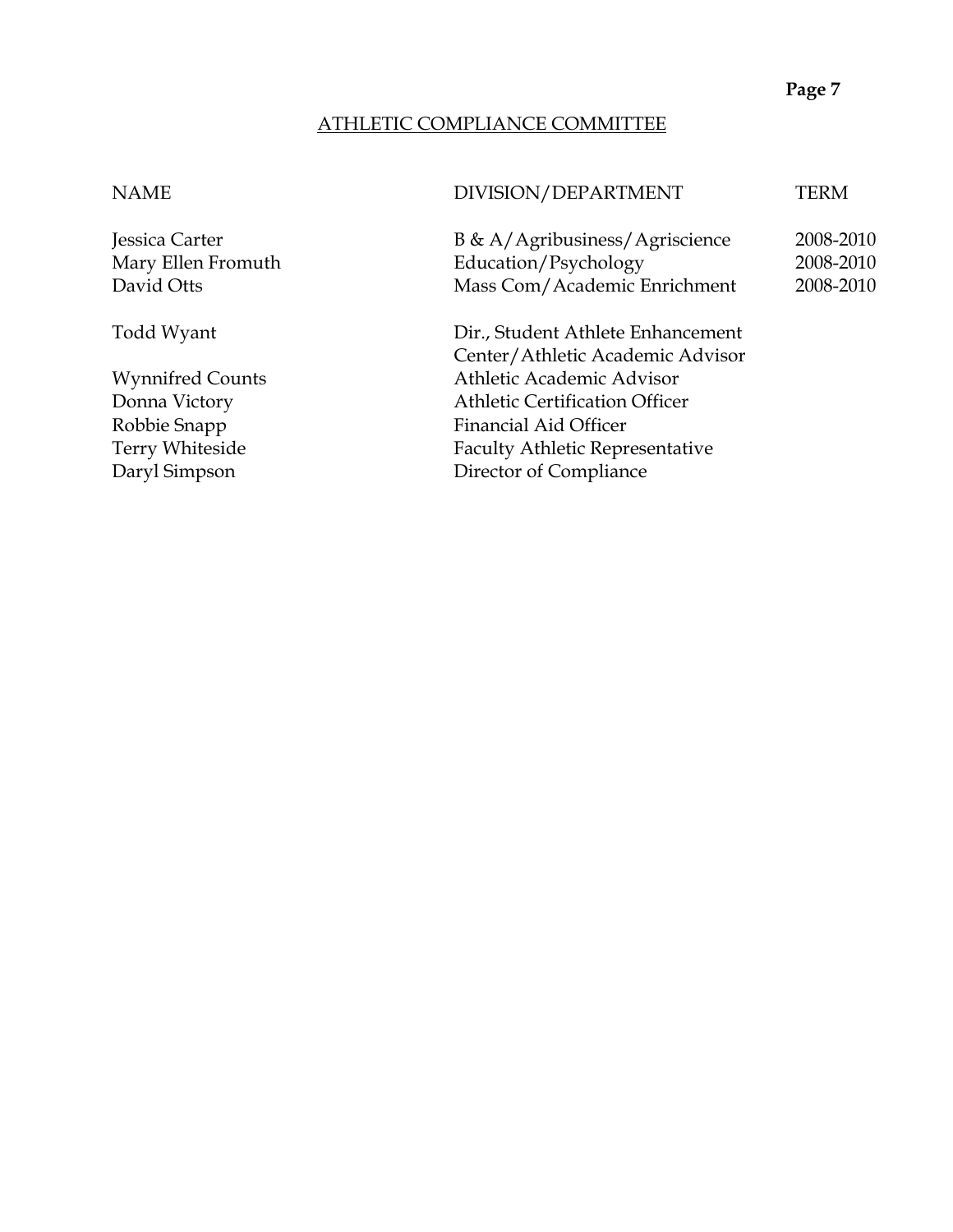## ATHLETIC COMPLIANCE COMMITTEE

| NAME | DIVISION/DEPARTMENT | TERM |
|---|---|---|
| Jessica Carter | B & A/Agribusiness/Agriscience | 2008-2010 |
| Mary Ellen Fromuth | Education/Psychology | 2008-2010 |
| David Otts | Mass Com/Academic Enrichment | 2008-2010 |
| Todd Wyant | Dir., Student Athlete Enhancement Center/Athletic Academic Advisor | |
| Wynnifred Counts | Athletic Academic Advisor | |
| Donna Victory | Athletic Certification Officer | |
| Robbie Snapp | Financial Aid Officer | |
| Terry Whiteside | Faculty Athletic Representative | |
| Daryl Simpson | Director of Compliance | |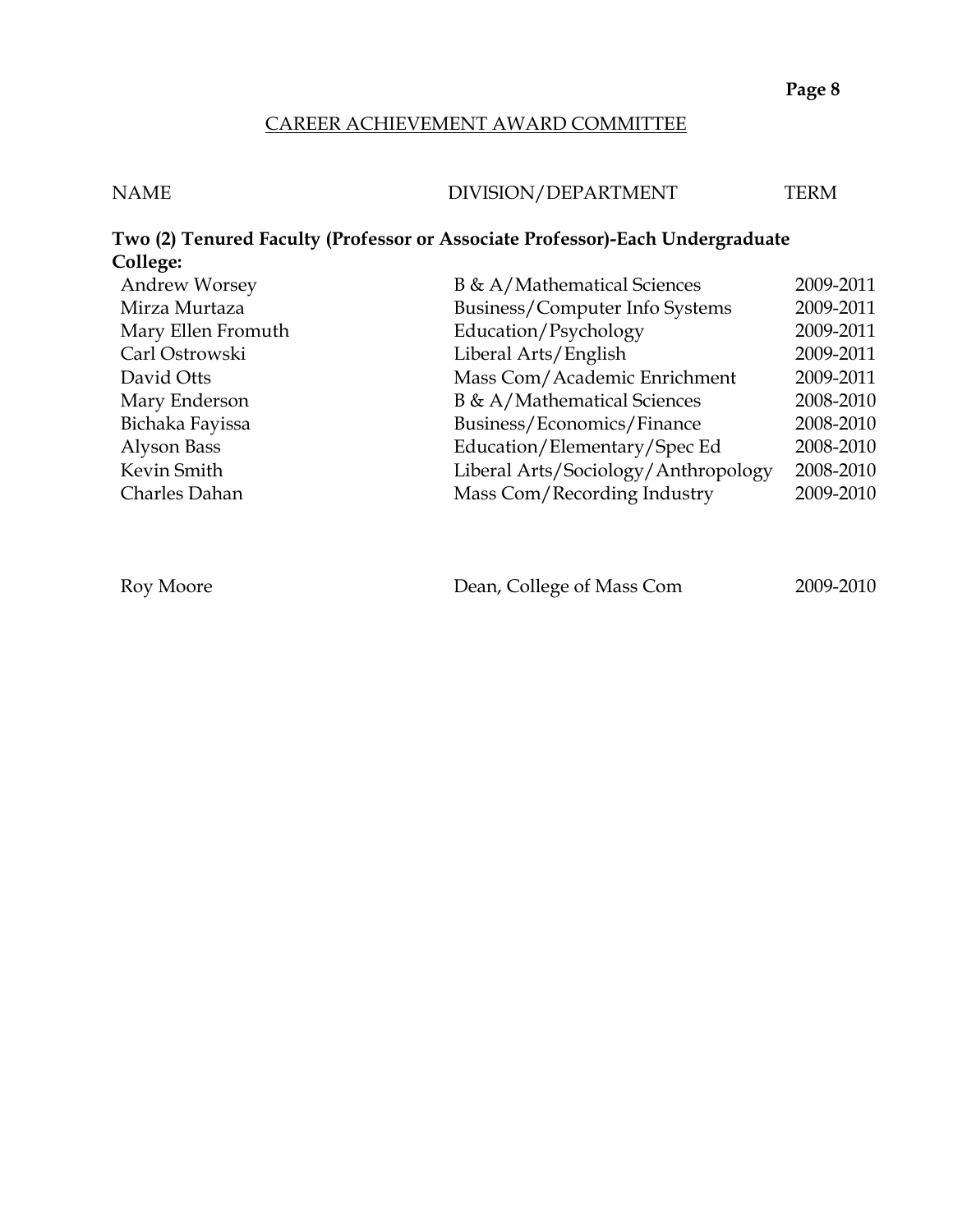## CAREER ACHIEVEMENT AWARD COMMITTEE

| NAME | DIVISION/DEPARTMENT | TERM |
|---|---|---|
| **Two (2) Tenured Faculty (Professor or Associate Professor)-Each Undergraduate College:** | | |
| Andrew Worsey | B & A/Mathematical Sciences | 2009-2011 |
| Mirza Murtaza | Business/Computer Info Systems | 2009-2011 |
| Mary Ellen Fromuth | Education/Psychology | 2009-2011 |
| Carl Ostrowski | Liberal Arts/English | 2009-2011 |
| David Otts | Mass Com/Academic Enrichment | 2009-2011 |
| Mary Enderson | B & A/Mathematical Sciences | 2008-2010 |
| Bichaka Fayissa | Business/Economics/Finance | 2008-2010 |
| Alyson Bass | Education/Elementary/Spec Ed | 2008-2010 |
| Kevin Smith | Liberal Arts/Sociology/Anthropology | 2008-2010 |
| Charles Dahan | Mass Com/Recording Industry | 2009-2010 |
| | | |
| Roy Moore | Dean, College of Mass Com | 2009-2010 |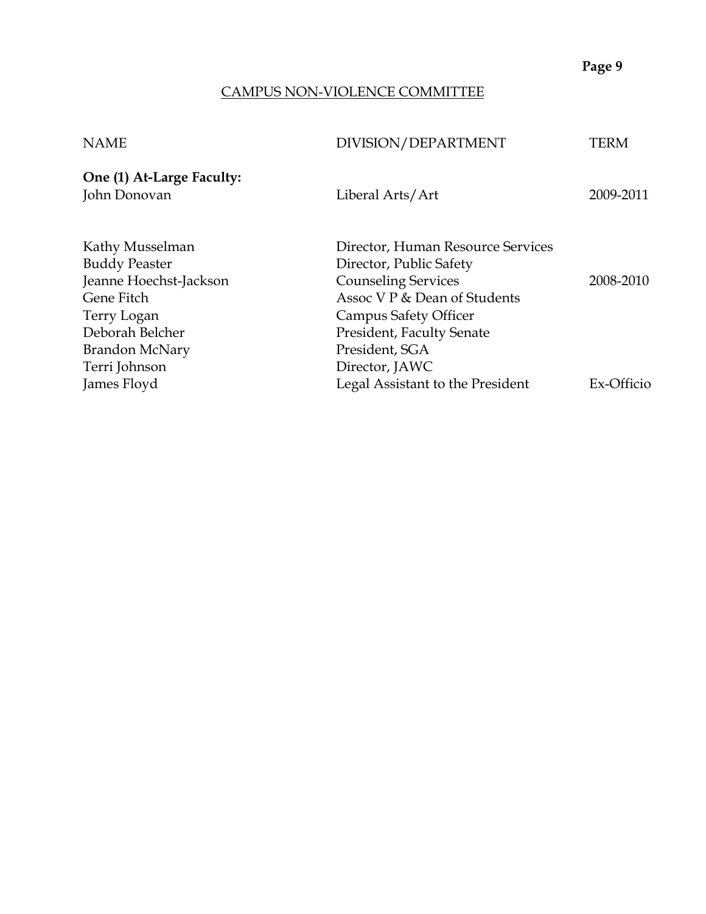## CAMPUS NON-VIOLENCE COMMITTEE

| NAME | DIVISION/DEPARTMENT | TERM |
|---|---|---|
| **One (1) At-Large Faculty:** | | |
| John Donovan | Liberal Arts/Art | 2009-2011 |
| | | |
| Kathy Musselman | Director, Human Resource Services | |
| Buddy Peaster | Director, Public Safety | |
| Jeanne Hoechst-Jackson | Counseling Services | 2008-2010 |
| Gene Fitch | Assoc V P & Dean of Students | |
| Terry Logan | Campus Safety Officer | |
| Deborah Belcher | President, Faculty Senate | |
| Brandon McNary | President, SGA | |
| Terri Johnson | Director, JAWC | |
| James Floyd | Legal Assistant to the President | Ex-Officio |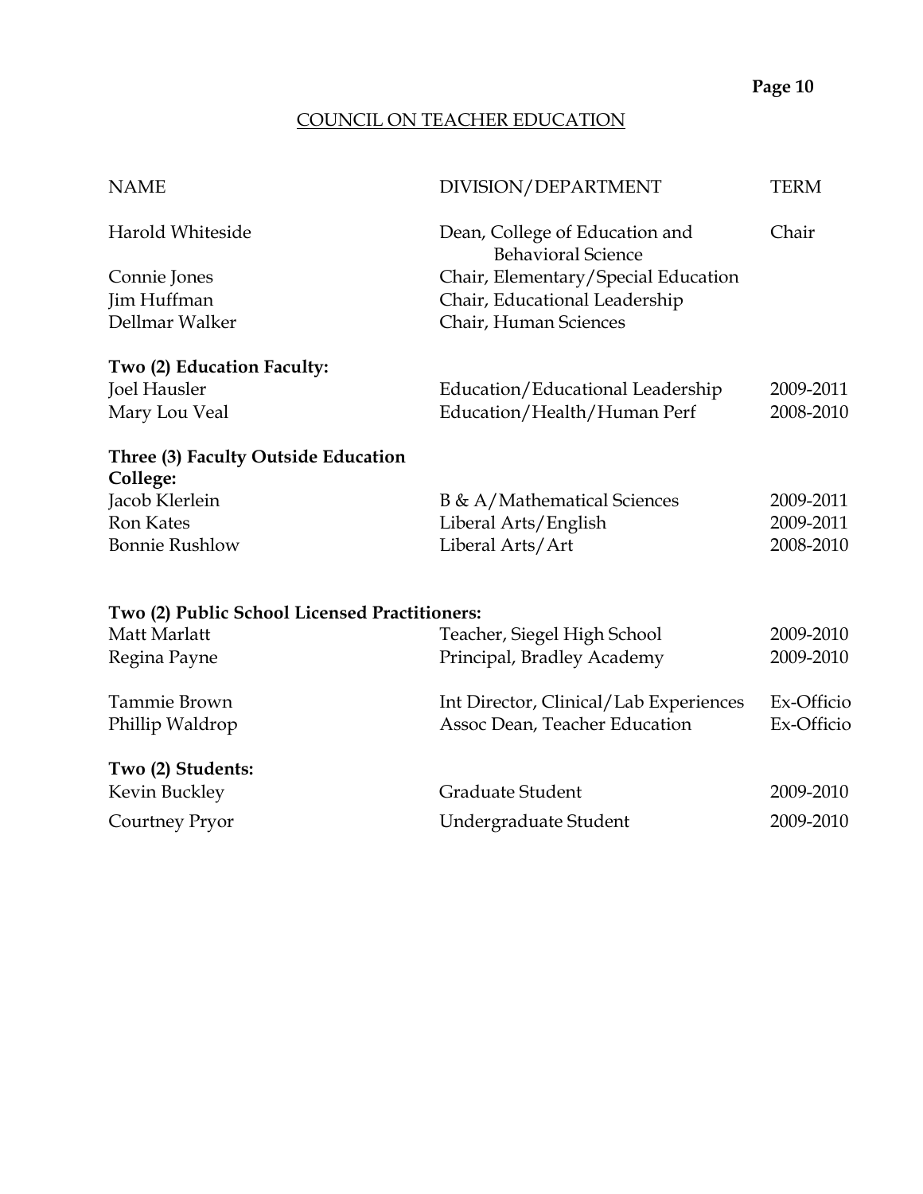## COUNCIL ON TEACHER EDUCATION

| NAME | DIVISION/DEPARTMENT | TERM |
|---|---|---|
| Harold Whiteside | Dean, College of Education and Behavioral Science | Chair |
| Connie Jones | Chair, Elementary/Special Education | |
| Jim Huffman | Chair, Educational Leadership | |
| Dellmar Walker | Chair, Human Sciences | |
| **Two (2) Education Faculty:** | | |
| Joel Hausler | Education/Educational Leadership | 2009-2011 |
| Mary Lou Veal | Education/Health/Human Perf | 2008-2010 |
| **Three (3) Faculty Outside Education College:** | | |
| Jacob Klerlein | B & A/Mathematical Sciences | 2009-2011 |
| Ron Kates | Liberal Arts/English | 2009-2011 |
| Bonnie Rushlow | Liberal Arts/Art | 2008-2010 |
| **Two (2) Public School Licensed Practitioners:** | | |
| Matt Marlatt | Teacher, Siegel High School | 2009-2010 |
| Regina Payne | Principal, Bradley Academy | 2009-2010 |
| Tammie Brown | Int Director, Clinical/Lab Experiences | Ex-Officio |
| Phillip Waldrop | Assoc Dean, Teacher Education | Ex-Officio |
| **Two (2) Students:** | | |
| Kevin Buckley | Graduate Student | 2009-2010 |
| Courtney Pryor | Undergraduate Student | 2009-2010 |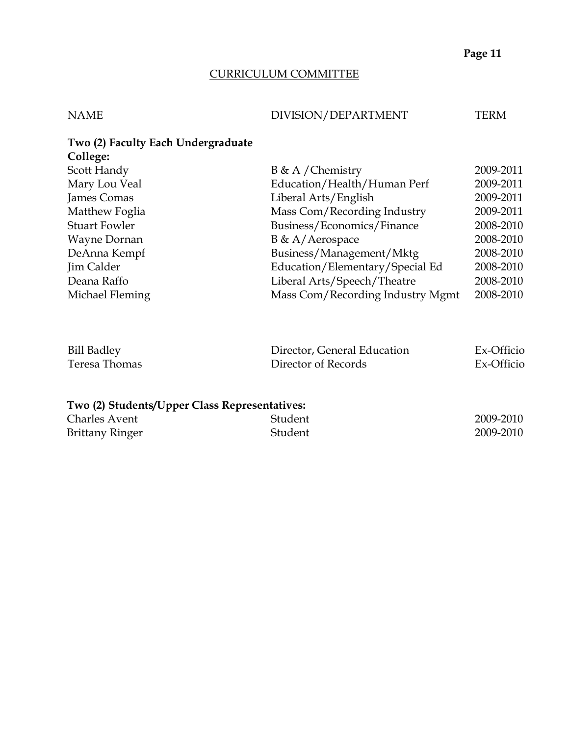## CURRICULUM COMMITTEE

| NAME | DIVISION/DEPARTMENT | TERM |
|---|---|---|
| **Two (2) Faculty Each Undergraduate College:** | | |
| Scott Handy | B & A /Chemistry | 2009-2011 |
| Mary Lou Veal | Education/Health/Human Perf | 2009-2011 |
| James Comas | Liberal Arts/English | 2009-2011 |
| Matthew Foglia | Mass Com/Recording Industry | 2009-2011 |
| Stuart Fowler | Business/Economics/Finance | 2008-2010 |
| Wayne Dornan | B & A/Aerospace | 2008-2010 |
| DeAnna Kempf | Business/Management/Mktg | 2008-2010 |
| Jim Calder | Education/Elementary/Special Ed | 2008-2010 |
| Deana Raffo | Liberal Arts/Speech/Theatre | 2008-2010 |
| Michael Fleming | Mass Com/Recording Industry Mgmt | 2008-2010 |
| | | |
| Bill Badley | Director, General Education | Ex-Officio |
| Teresa Thomas | Director of Records | Ex-Officio |
| | | |
| **Two (2) Students/Upper Class Representatives:** | | |
| Charles Avent | Student | 2009-2010 |
| Brittany Ringer | Student | 2009-2010 |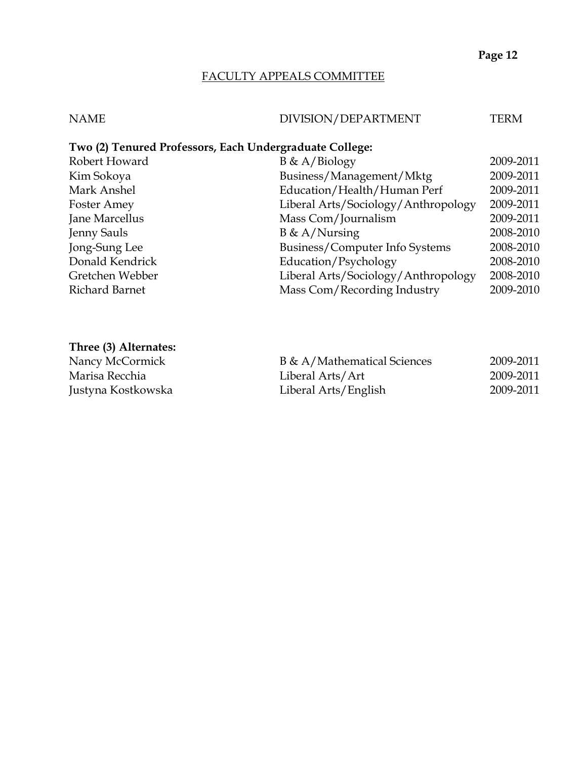## FACULTY APPEALS COMMITTEE

| NAME | DIVISION/DEPARTMENT | TERM |
|---|---|---|
| **Two (2) Tenured Professors, Each Undergraduate College:** | | |
| Robert Howard | B & A/Biology | 2009-2011 |
| Kim Sokoya | Business/Management/Mktg | 2009-2011 |
| Mark Anshel | Education/Health/Human Perf | 2009-2011 |
| Foster Amey | Liberal Arts/Sociology/Anthropology | 2009-2011 |
| Jane Marcellus | Mass Com/Journalism | 2009-2011 |
| Jenny Sauls | B & A/Nursing | 2008-2010 |
| Jong-Sung Lee | Business/Computer Info Systems | 2008-2010 |
| Donald Kendrick | Education/Psychology | 2008-2010 |
| Gretchen Webber | Liberal Arts/Sociology/Anthropology | 2008-2010 |
| Richard Barnet | Mass Com/Recording Industry | 2009-2010 |
| **Three (3) Alternates:** | | |
| Nancy McCormick | B & A/Mathematical Sciences | 2009-2011 |
| Marisa Recchia | Liberal Arts/Art | 2009-2011 |
| Justyna Kostkowska | Liberal Arts/English | 2009-2011 |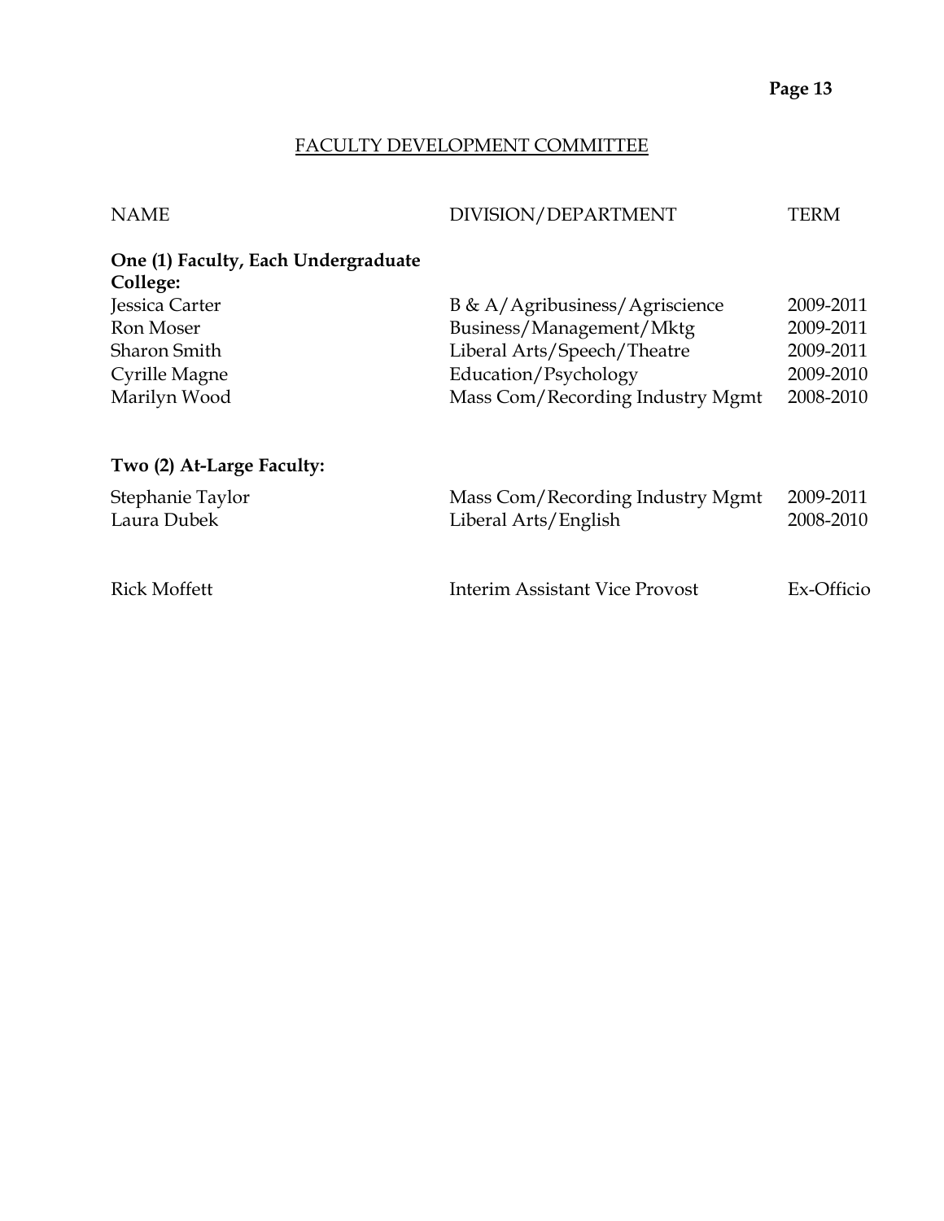## FACULTY DEVELOPMENT COMMITTEE

| NAME | DIVISION/DEPARTMENT | TERM |
|---|---|---|
| **One (1) Faculty, Each Undergraduate College:** | | |
| Jessica Carter | B & A/Agribusiness/Agriscience | 2009-2011 |
| Ron Moser | Business/Management/Mktg | 2009-2011 |
| Sharon Smith | Liberal Arts/Speech/Theatre | 2009-2011 |
| Cyrille Magne | Education/Psychology | 2009-2010 |
| Marilyn Wood | Mass Com/Recording Industry Mgmt | 2008-2010 |
| **Two (2) At-Large Faculty:** | | |
| Stephanie Taylor | Mass Com/Recording Industry Mgmt | 2009-2011 |
| Laura Dubek | Liberal Arts/English | 2008-2010 |
| Rick Moffett | Interim Assistant Vice Provost | Ex-Officio |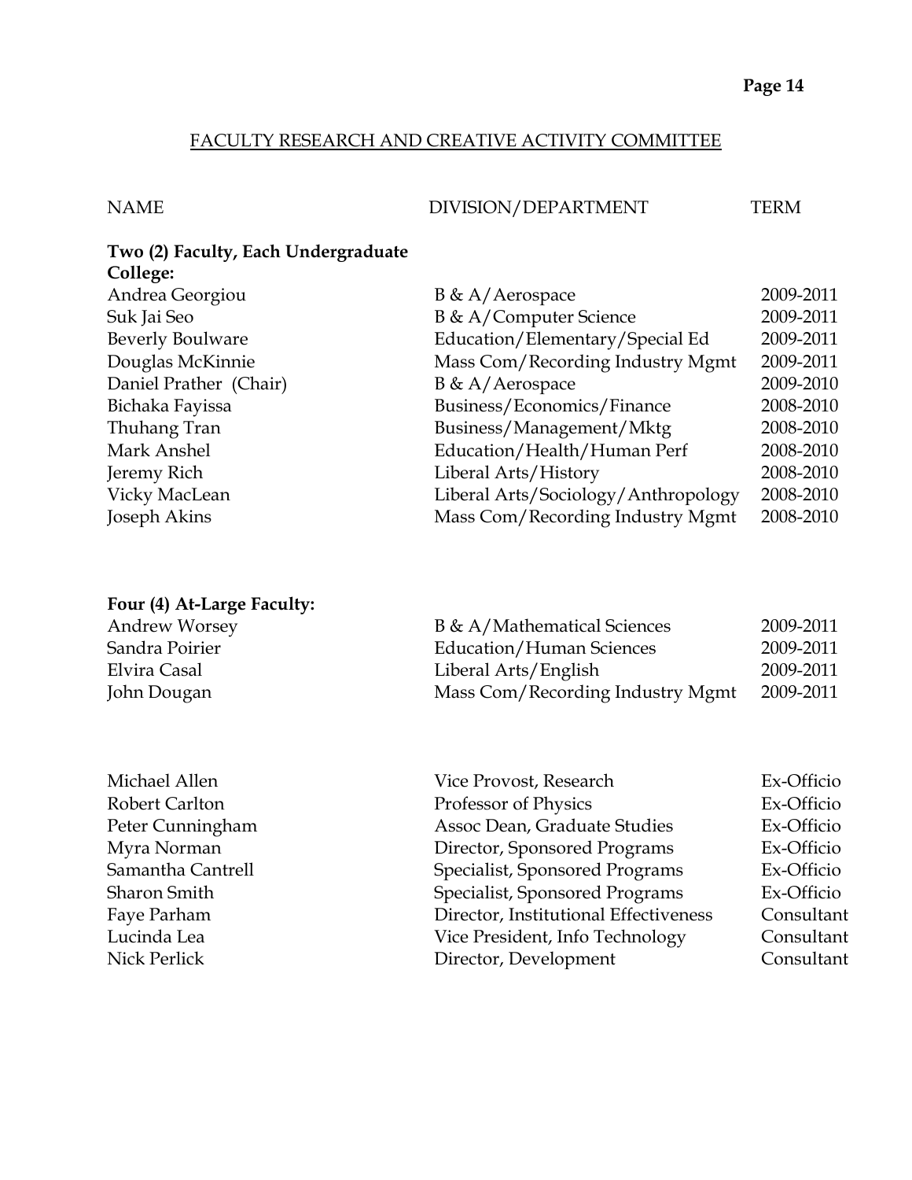## FACULTY RESEARCH AND CREATIVE ACTIVITY COMMITTEE

| NAME | DIVISION/DEPARTMENT | TERM |
|---|---|---|
| **Two (2) Faculty, Each Undergraduate College:** | | |
| Andrea Georgiou | B & A/Aerospace | 2009-2011 |
| Suk Jai Seo | B & A/Computer Science | 2009-2011 |
| Beverly Boulware | Education/Elementary/Special Ed | 2009-2011 |
| Douglas McKinnie | Mass Com/Recording Industry Mgmt | 2009-2011 |
| Daniel Prather (Chair) | B & A/Aerospace | 2009-2010 |
| Bichaka Fayissa | Business/Economics/Finance | 2008-2010 |
| Thuhang Tran | Business/Management/Mktg | 2008-2010 |
| Mark Anshel | Education/Health/Human Perf | 2008-2010 |
| Jeremy Rich | Liberal Arts/History | 2008-2010 |
| Vicky MacLean | Liberal Arts/Sociology/Anthropology | 2008-2010 |
| Joseph Akins | Mass Com/Recording Industry Mgmt | 2008-2010 |
| **Four (4) At-Large Faculty:** | | |
| Andrew Worsey | B & A/Mathematical Sciences | 2009-2011 |
| Sandra Poirier | Education/Human Sciences | 2009-2011 |
| Elvira Casal | Liberal Arts/English | 2009-2011 |
| John Dougan | Mass Com/Recording Industry Mgmt | 2009-2011 |
| Michael Allen | Vice Provost, Research | Ex-Officio |
| Robert Carlton | Professor of Physics | Ex-Officio |
| Peter Cunningham | Assoc Dean, Graduate Studies | Ex-Officio |
| Myra Norman | Director, Sponsored Programs | Ex-Officio |
| Samantha Cantrell | Specialist, Sponsored Programs | Ex-Officio |
| Sharon Smith | Specialist, Sponsored Programs | Ex-Officio |
| Faye Parham | Director, Institutional Effectiveness | Consultant |
| Lucinda Lea | Vice President, Info Technology | Consultant |
| Nick Perlick | Director, Development | Consultant |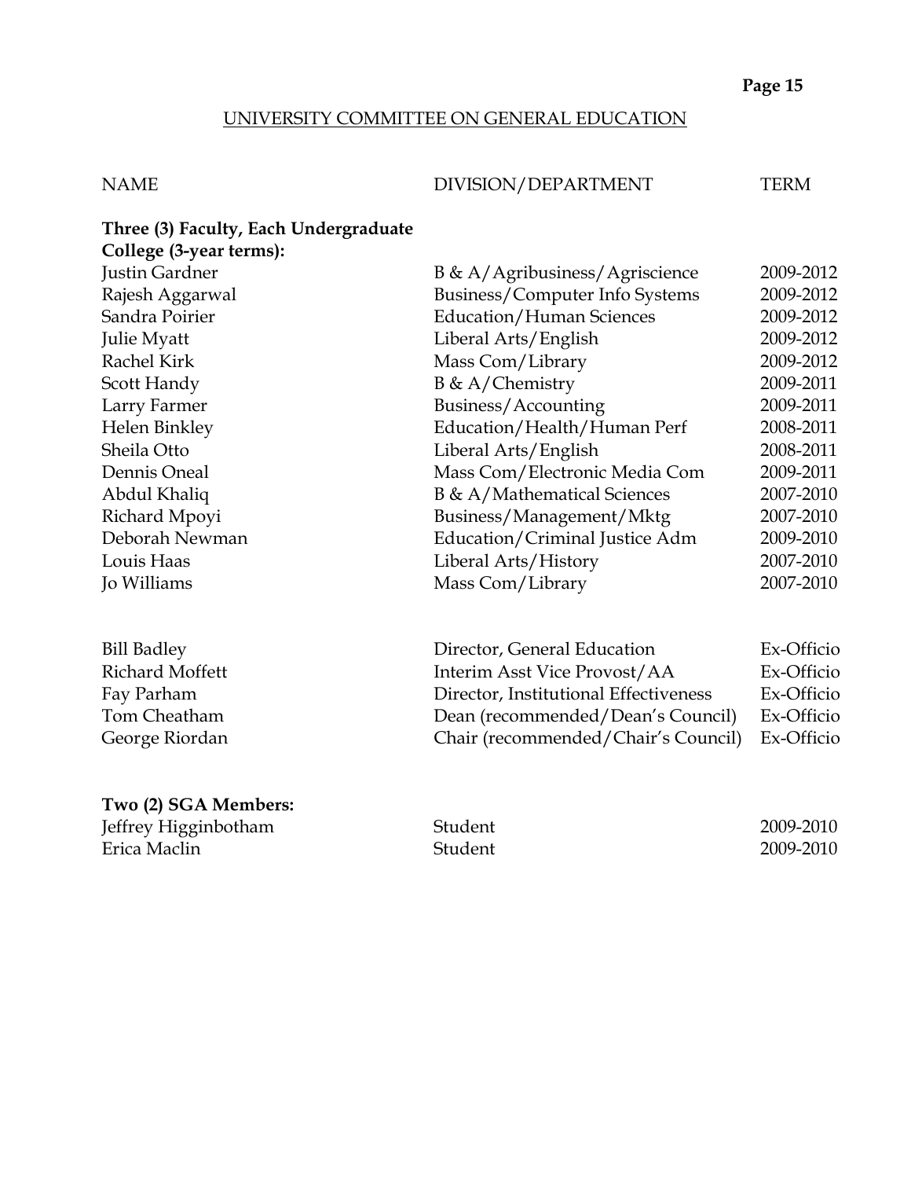## UNIVERSITY COMMITTEE ON GENERAL EDUCATION

| NAME | DIVISION/DEPARTMENT | TERM |
|---|---|---|
| **Three (3) Faculty, Each Undergraduate College (3-year terms):** | | |
| Justin Gardner | B & A/Agribusiness/Agriscience | 2009-2012 |
| Rajesh Aggarwal | Business/Computer Info Systems | 2009-2012 |
| Sandra Poirier | Education/Human Sciences | 2009-2012 |
| Julie Myatt | Liberal Arts/English | 2009-2012 |
| Rachel Kirk | Mass Com/Library | 2009-2012 |
| Scott Handy | B & A/Chemistry | 2009-2011 |
| Larry Farmer | Business/Accounting | 2009-2011 |
| Helen Binkley | Education/Health/Human Perf | 2008-2011 |
| Sheila Otto | Liberal Arts/English | 2008-2011 |
| Dennis Oneal | Mass Com/Electronic Media Com | 2009-2011 |
| Abdul Khaliq | B & A/Mathematical Sciences | 2007-2010 |
| Richard Mpoyi | Business/Management/Mktg | 2007-2010 |
| Deborah Newman | Education/Criminal Justice Adm | 2009-2010 |
| Louis Haas | Liberal Arts/History | 2007-2010 |
| Jo Williams | Mass Com/Library | 2007-2010 |
| | | |
| Bill Badley | Director, General Education | Ex-Officio |
| Richard Moffett | Interim Asst Vice Provost/AA | Ex-Officio |
| Fay Parham | Director, Institutional Effectiveness | Ex-Officio |
| Tom Cheatham | Dean (recommended/Dean's Council) | Ex-Officio |
| George Riordan | Chair (recommended/Chair's Council) | Ex-Officio |
| | | |
| **Two (2) SGA Members:** | | |
| Jeffrey Higginbotham | Student | 2009-2010 |
| Erica Maclin | Student | 2009-2010 |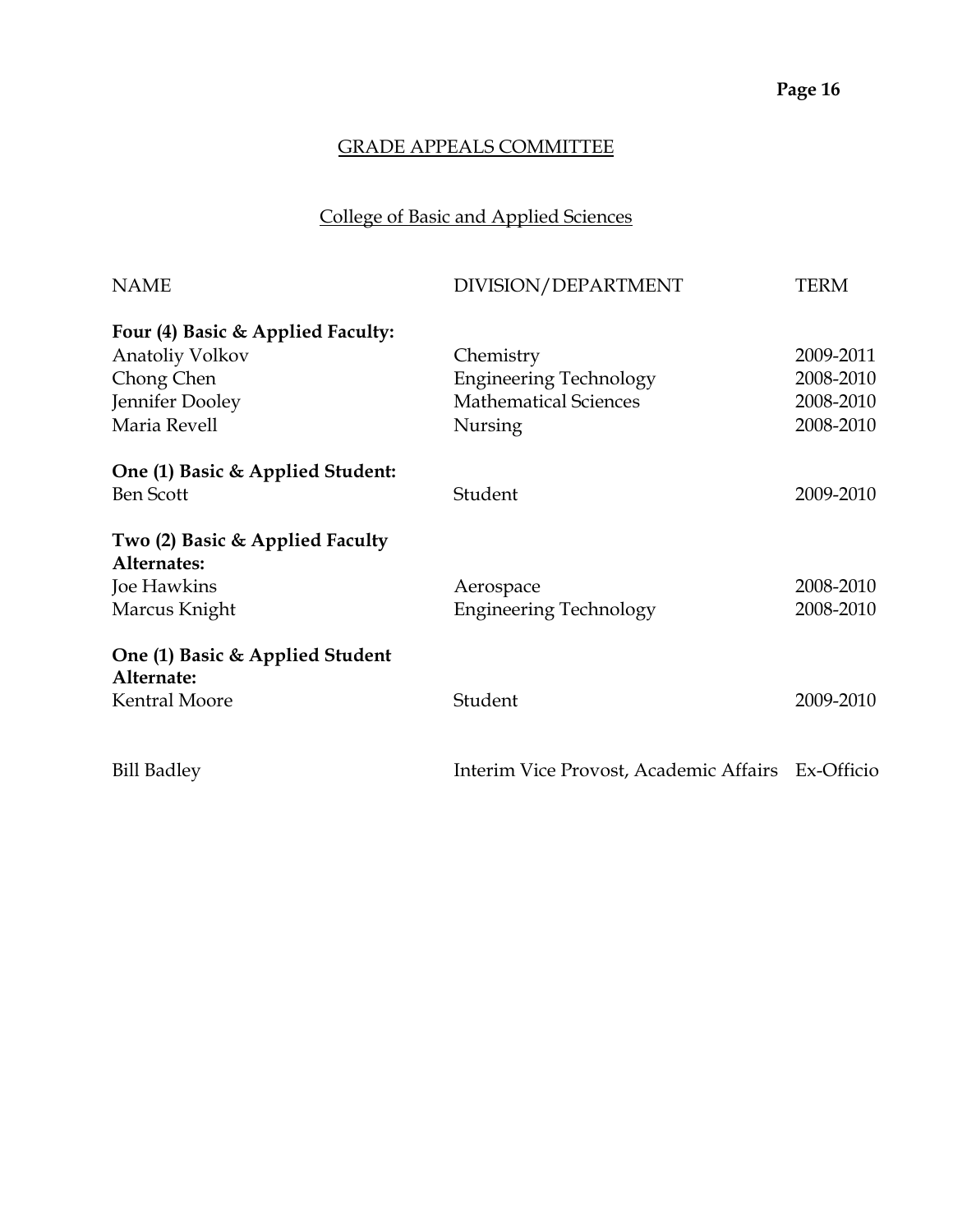## GRADE APPEALS COMMITTEE

### College of Basic and Applied Sciences

| NAME | DIVISION/DEPARTMENT | TERM |
|---|---|---|
| **Four (4) Basic & Applied Faculty:** | | |
| Anatoliy Volkov | Chemistry | 2009-2011 |
| Chong Chen | Engineering Technology | 2008-2010 |
| Jennifer Dooley | Mathematical Sciences | 2008-2010 |
| Maria Revell | Nursing | 2008-2010 |
| **One (1) Basic & Applied Student:** | | |
| Ben Scott | Student | 2009-2010 |
| **Two (2) Basic & Applied Faculty Alternates:** | | |
| Joe Hawkins | Aerospace | 2008-2010 |
| Marcus Knight | Engineering Technology | 2008-2010 |
| **One (1) Basic & Applied Student Alternate:** | | |
| Kentral Moore | Student | 2009-2010 |
| Bill Badley | Interim Vice Provost, Academic Affairs | Ex-Officio |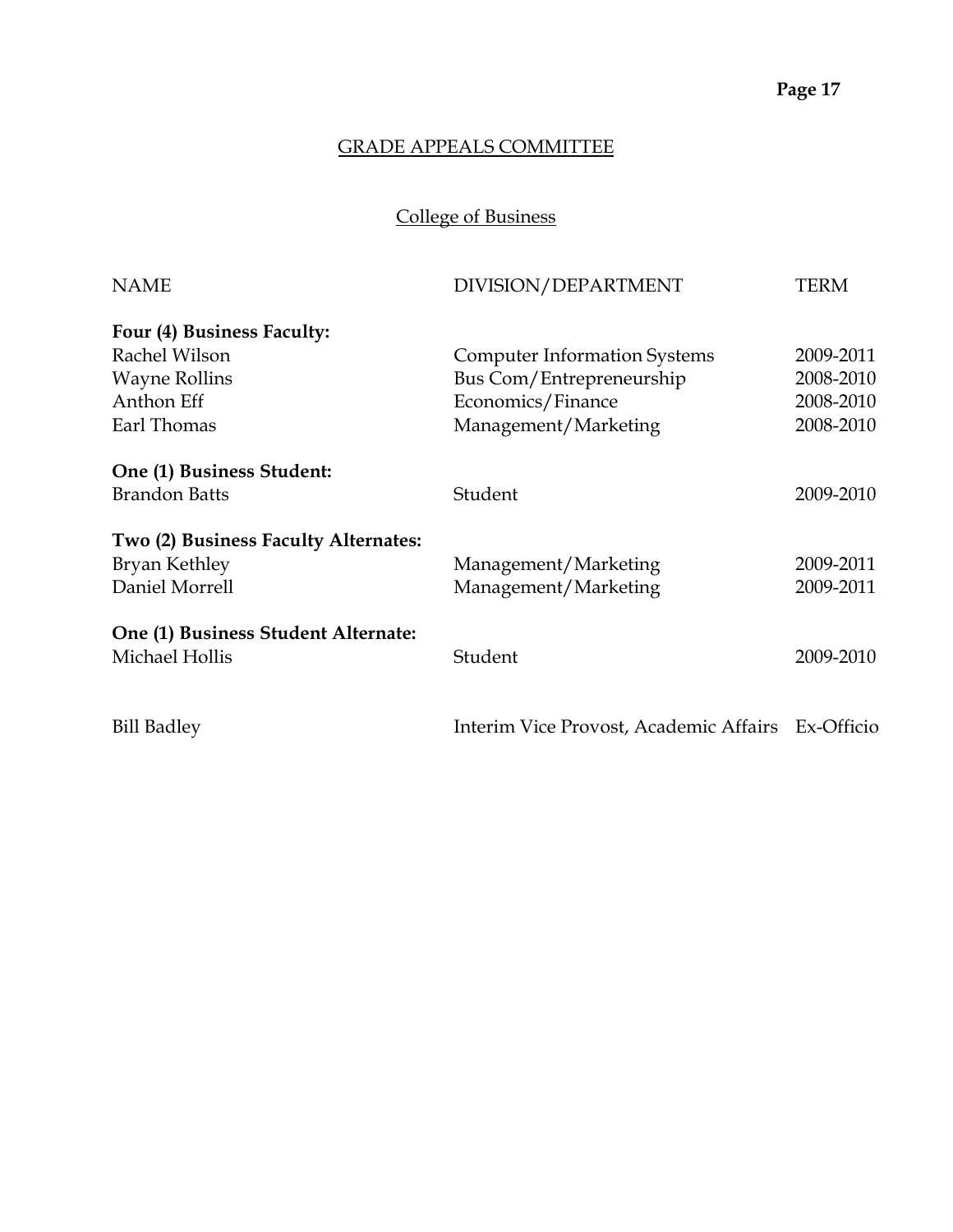## GRADE APPEALS COMMITTEE

### College of Business

| NAME | DIVISION/DEPARTMENT | TERM |
|---|---|---|
| **Four (4) Business Faculty:** | | |
| Rachel Wilson | Computer Information Systems | 2009-2011 |
| Wayne Rollins | Bus Com/Entrepreneurship | 2008-2010 |
| Anthon Eff | Economics/Finance | 2008-2010 |
| Earl Thomas | Management/Marketing | 2008-2010 |
| **One (1) Business Student:** | | |
| Brandon Batts | Student | 2009-2010 |
| **Two (2) Business Faculty Alternates:** | | |
| Bryan Kethley | Management/Marketing | 2009-2011 |
| Daniel Morrell | Management/Marketing | 2009-2011 |
| **One (1) Business Student Alternate:** | | |
| Michael Hollis | Student | 2009-2010 |
| Bill Badley | Interim Vice Provost, Academic Affairs | Ex-Officio |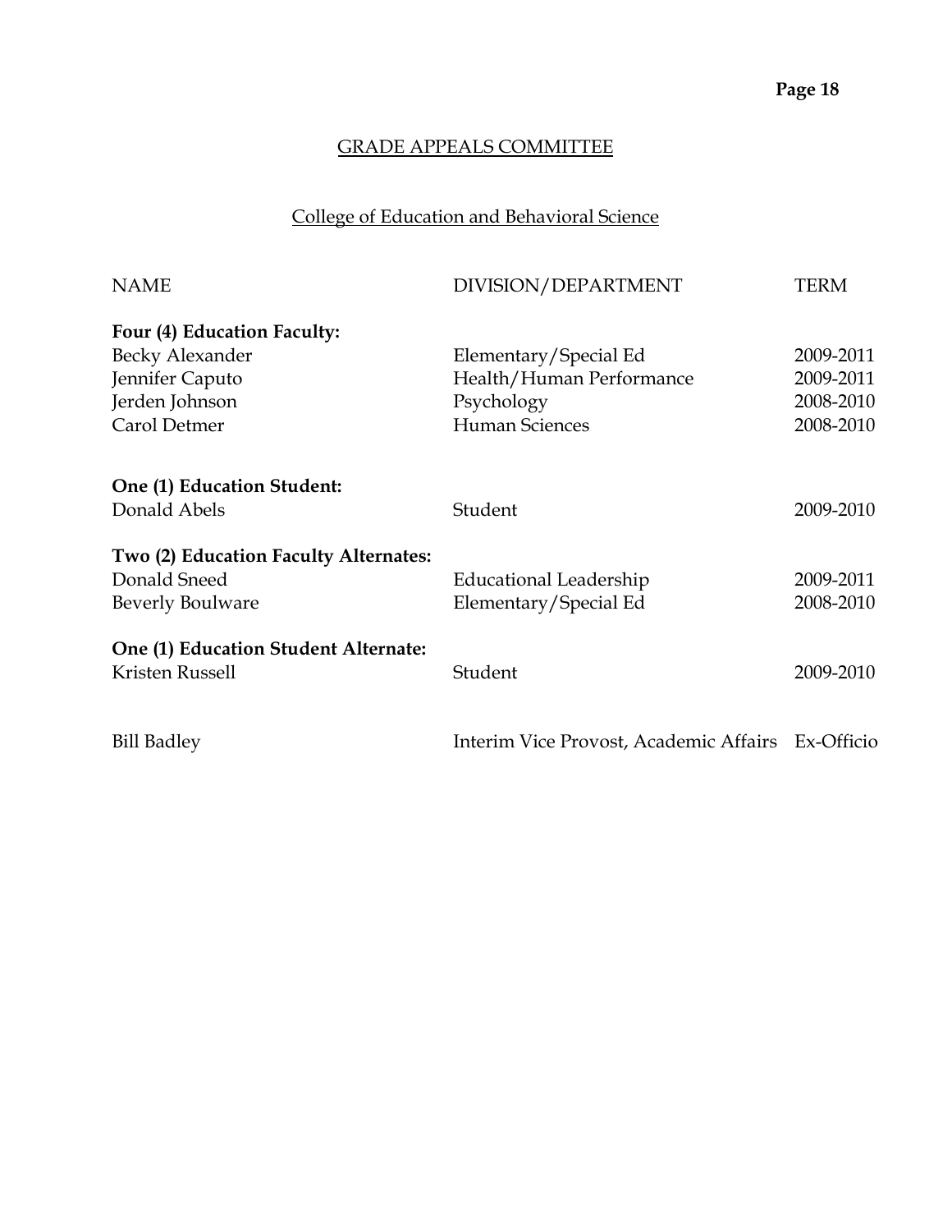## GRADE APPEALS COMMITTEE

### College of Education and Behavioral Science

| NAME | DIVISION/DEPARTMENT | TERM |
|---|---|---|
| **Four (4) Education Faculty:** | | |
| Becky Alexander | Elementary/Special Ed | 2009-2011 |
| Jennifer Caputo | Health/Human Performance | 2009-2011 |
| Jerden Johnson | Psychology | 2008-2010 |
| Carol Detmer | Human Sciences | 2008-2010 |
| **One (1) Education Student:** | | |
| Donald Abels | Student | 2009-2010 |
| **Two (2) Education Faculty Alternates:** | | |
| Donald Sneed | Educational Leadership | 2009-2011 |
| Beverly Boulware | Elementary/Special Ed | 2008-2010 |
| **One (1) Education Student Alternate:** | | |
| Kristen Russell | Student | 2009-2010 |
| Bill Badley | Interim Vice Provost, Academic Affairs | Ex-Officio |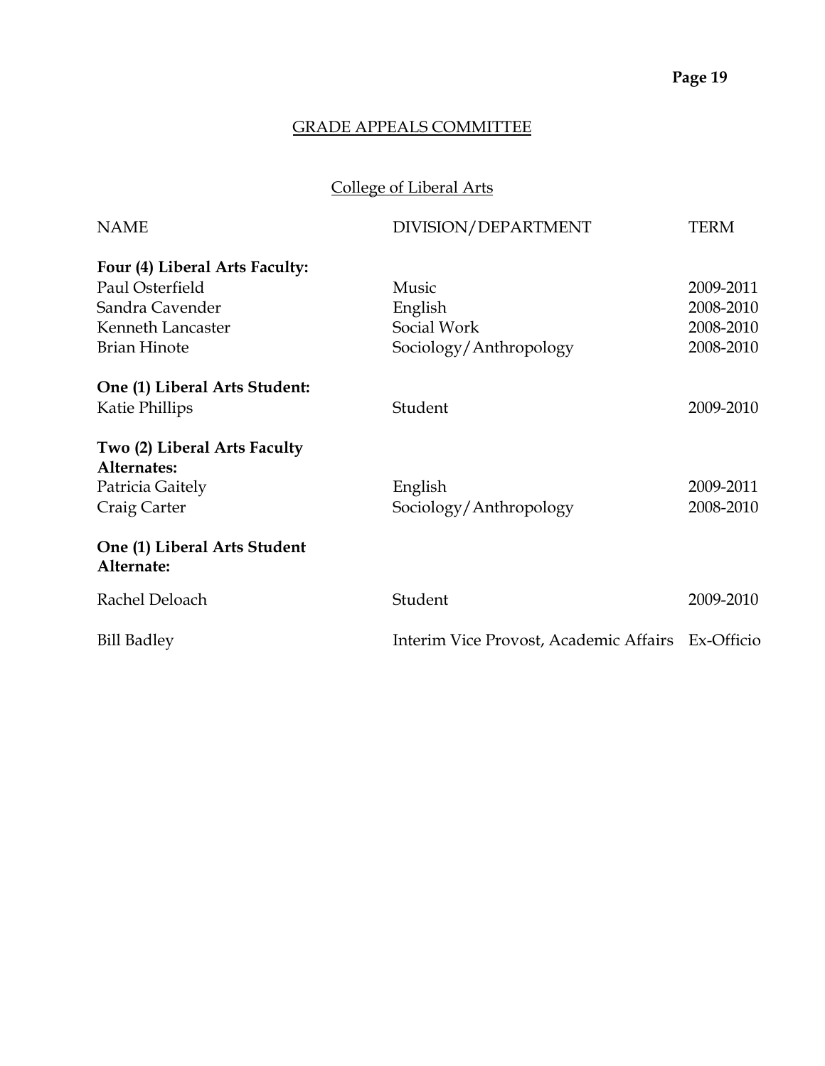## GRADE APPEALS COMMITTEE

### College of Liberal Arts

| NAME | DIVISION/DEPARTMENT | TERM |
|---|---|---|
| **Four (4) Liberal Arts Faculty:** | | |
| Paul Osterfield | Music | 2009-2011 |
| Sandra Cavender | English | 2008-2010 |
| Kenneth Lancaster | Social Work | 2008-2010 |
| Brian Hinote | Sociology/Anthropology | 2008-2010 |
| **One (1) Liberal Arts Student:** | | |
| Katie Phillips | Student | 2009-2010 |
| **Two (2) Liberal Arts Faculty Alternates:** | | |
| Patricia Gaitely | English | 2009-2011 |
| Craig Carter | Sociology/Anthropology | 2008-2010 |
| **One (1) Liberal Arts Student Alternate:** | | |
| Rachel Deloach | Student | 2009-2010 |
| Bill Badley | Interim Vice Provost, Academic Affairs | Ex-Officio |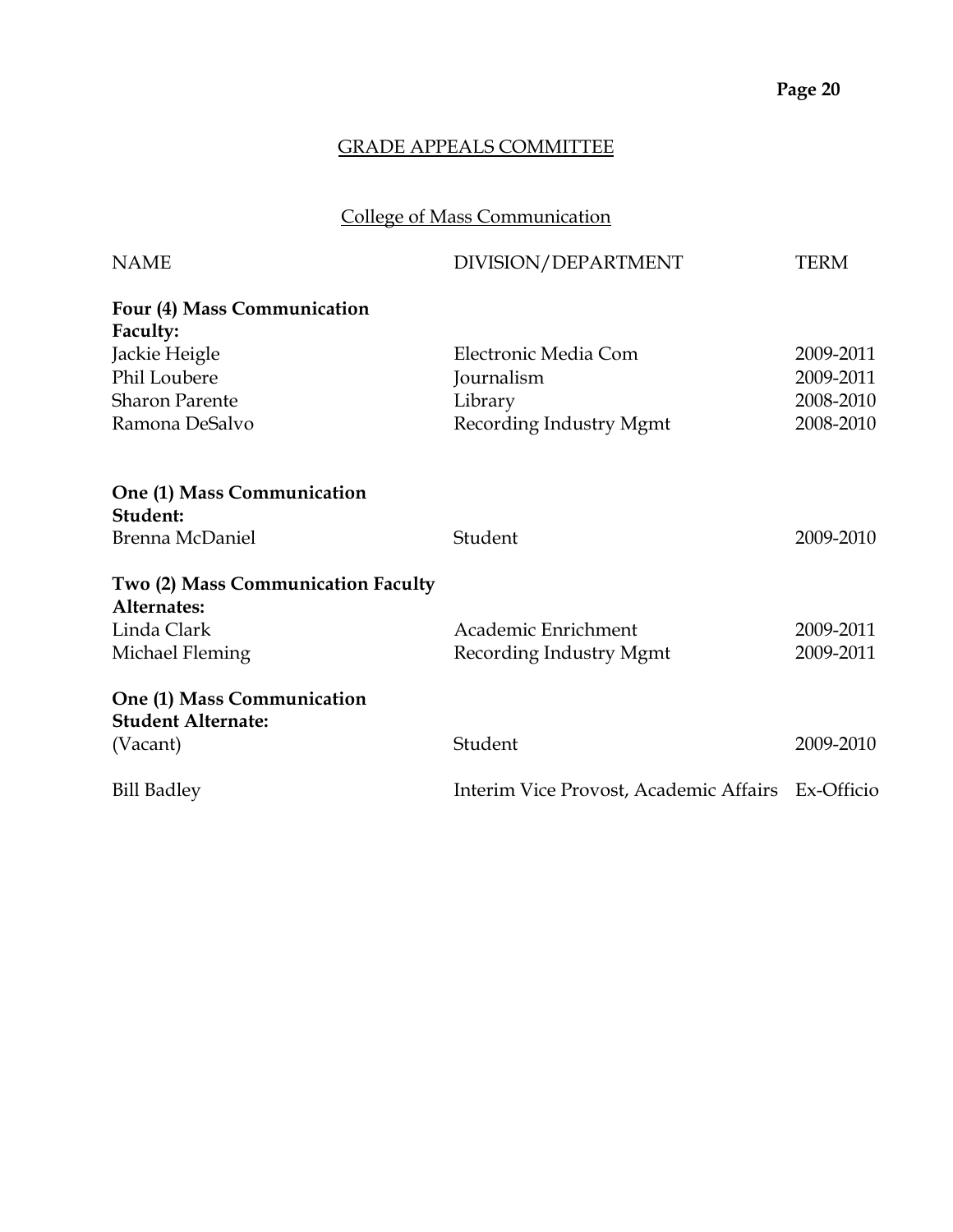## GRADE APPEALS COMMITTEE

### College of Mass Communication

| NAME | DIVISION/DEPARTMENT | TERM |
|---|---|---|
| **Four (4) Mass Communication Faculty:** | | |
| Jackie Heigle | Electronic Media Com | 2009-2011 |
| Phil Loubere | Journalism | 2009-2011 |
| Sharon Parente | Library | 2008-2010 |
| Ramona DeSalvo | Recording Industry Mgmt | 2008-2010 |
| **One (1) Mass Communication Student:** | | |
| Brenna McDaniel | Student | 2009-2010 |
| **Two (2) Mass Communication Faculty Alternates:** | | |
| Linda Clark | Academic Enrichment | 2009-2011 |
| Michael Fleming | Recording Industry Mgmt | 2009-2011 |
| **One (1) Mass Communication Student Alternate:** | | |
| (Vacant) | Student | 2009-2010 |
| Bill Badley | Interim Vice Provost, Academic Affairs | Ex-Officio |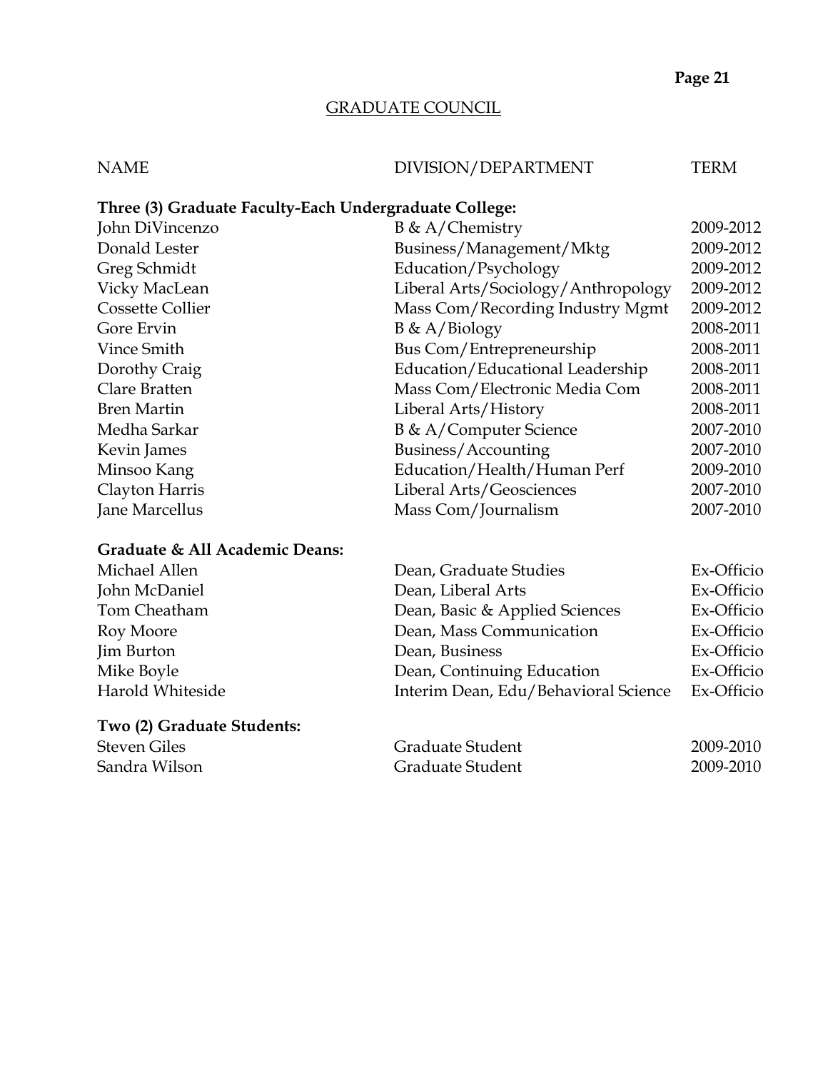## GRADUATE COUNCIL

| NAME | DIVISION/DEPARTMENT | TERM |
|---|---|---|
| **Three (3) Graduate Faculty-Each Undergraduate College:** | | |
| John DiVincenzo | B & A/Chemistry | 2009-2012 |
| Donald Lester | Business/Management/Mktg | 2009-2012 |
| Greg Schmidt | Education/Psychology | 2009-2012 |
| Vicky MacLean | Liberal Arts/Sociology/Anthropology | 2009-2012 |
| Cossette Collier | Mass Com/Recording Industry Mgmt | 2009-2012 |
| Gore Ervin | B & A/Biology | 2008-2011 |
| Vince Smith | Bus Com/Entrepreneurship | 2008-2011 |
| Dorothy Craig | Education/Educational Leadership | 2008-2011 |
| Clare Bratten | Mass Com/Electronic Media Com | 2008-2011 |
| Bren Martin | Liberal Arts/History | 2008-2011 |
| Medha Sarkar | B & A/Computer Science | 2007-2010 |
| Kevin James | Business/Accounting | 2007-2010 |
| Minsoo Kang | Education/Health/Human Perf | 2009-2010 |
| Clayton Harris | Liberal Arts/Geosciences | 2007-2010 |
| Jane Marcellus | Mass Com/Journalism | 2007-2010 |
| **Graduate & All Academic Deans:** | | |
| Michael Allen | Dean, Graduate Studies | Ex-Officio |
| John McDaniel | Dean, Liberal Arts | Ex-Officio |
| Tom Cheatham | Dean, Basic & Applied Sciences | Ex-Officio |
| Roy Moore | Dean, Mass Communication | Ex-Officio |
| Jim Burton | Dean, Business | Ex-Officio |
| Mike Boyle | Dean, Continuing Education | Ex-Officio |
| Harold Whiteside | Interim Dean, Edu/Behavioral Science | Ex-Officio |
| **Two (2) Graduate Students:** | | |
| Steven Giles | Graduate Student | 2009-2010 |
| Sandra Wilson | Graduate Student | 2009-2010 |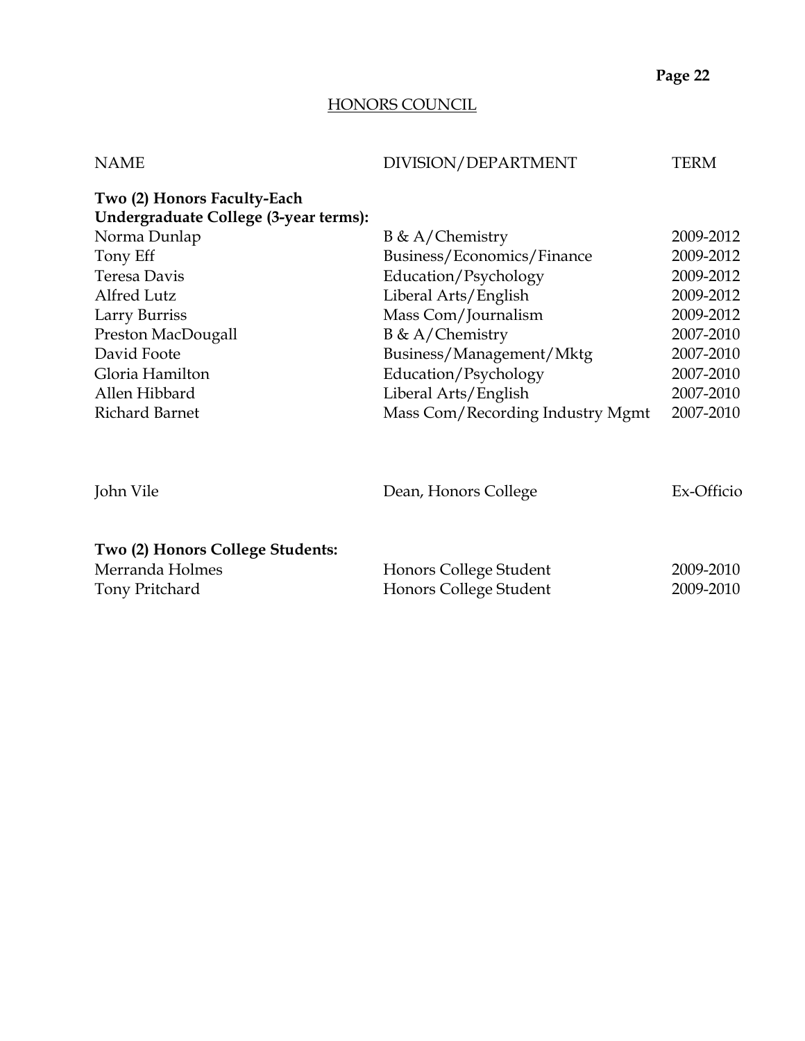## HONORS COUNCIL

| NAME | DIVISION/DEPARTMENT | TERM |
| --- | --- | --- |
| **Two (2) Honors Faculty-Each Undergraduate College (3-year terms):** | | |
| Norma Dunlap | B & A/Chemistry | 2009-2012 |
| Tony Eff | Business/Economics/Finance | 2009-2012 |
| Teresa Davis | Education/Psychology | 2009-2012 |
| Alfred Lutz | Liberal Arts/English | 2009-2012 |
| Larry Burriss | Mass Com/Journalism | 2009-2012 |
| Preston MacDougall | B & A/Chemistry | 2007-2010 |
| David Foote | Business/Management/Mktg | 2007-2010 |
| Gloria Hamilton | Education/Psychology | 2007-2010 |
| Allen Hibbard | Liberal Arts/English | 2007-2010 |
| Richard Barnet | Mass Com/Recording Industry Mgmt | 2007-2010 |
| John Vile | Dean, Honors College | Ex-Officio |
| **Two (2) Honors College Students:** | | |
| Merranda Holmes | Honors College Student | 2009-2010 |
| Tony Pritchard | Honors College Student | 2009-2010 |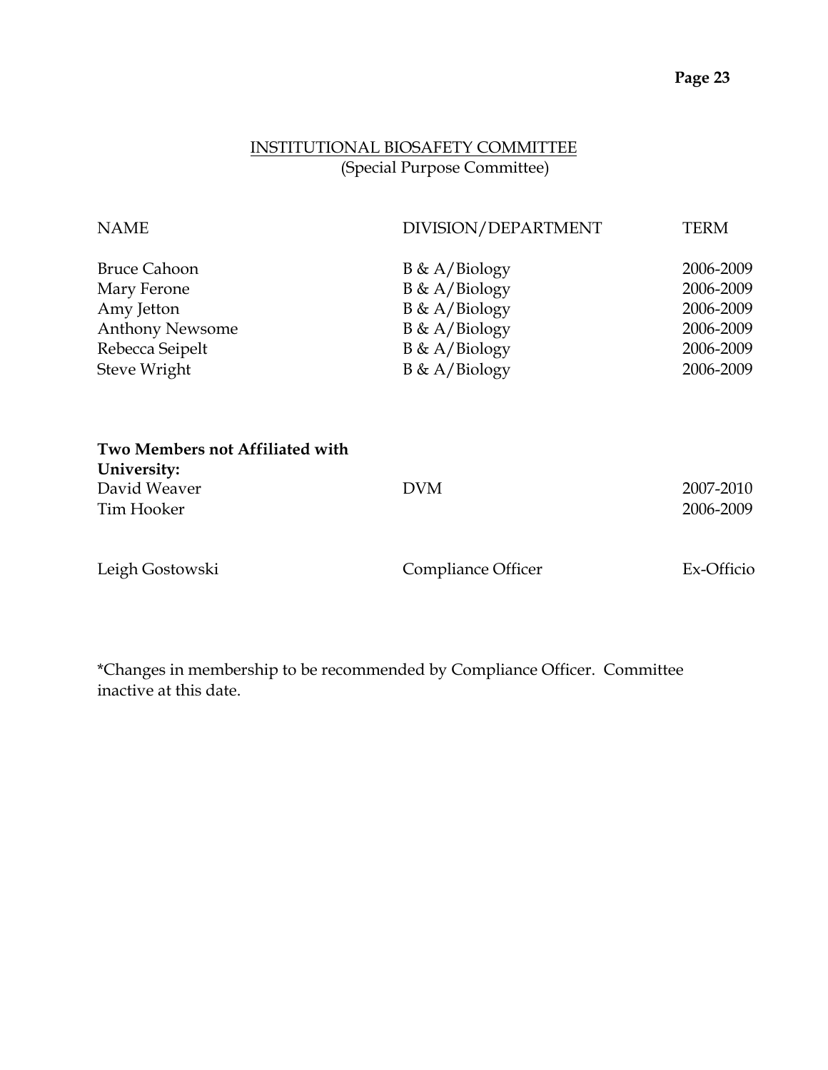## INSTITUTIONAL BIOSAFETY COMMITTEE
(Special Purpose Committee)

| NAME | DIVISION/DEPARTMENT | TERM |
|---|---|---|
| Bruce Cahoon | B & A/Biology | 2006-2009 |
| Mary Ferone | B & A/Biology | 2006-2009 |
| Amy Jetton | B & A/Biology | 2006-2009 |
| Anthony Newsome | B & A/Biology | 2006-2009 |
| Rebecca Seipelt | B & A/Biology | 2006-2009 |
| Steve Wright | B & A/Biology | 2006-2009 |
| **Two Members not Affiliated with University:** | | |
| David Weaver | DVM | 2007-2010 |
| Tim Hooker | | 2006-2009 |
| Leigh Gostowski | Compliance Officer | Ex-Officio |

*Changes in membership to be recommended by Compliance Officer. Committee inactive at this date.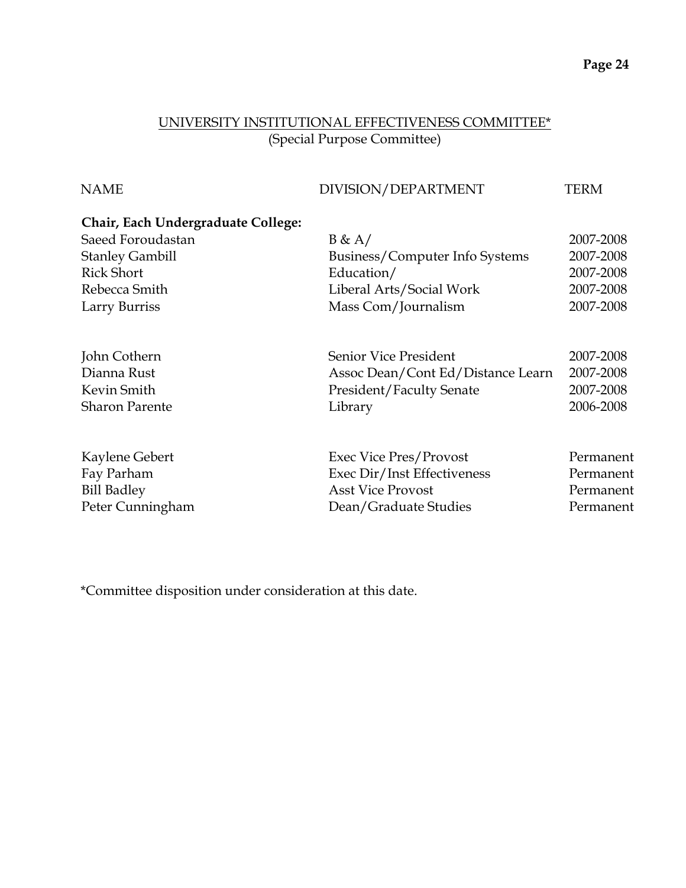## UNIVERSITY INSTITUTIONAL EFFECTIVENESS COMMITTEE*
(Special Purpose Committee)

| NAME | DIVISION/DEPARTMENT | TERM |
|---|---|---|
| **Chair, Each Undergraduate College:** | | |
| Saeed Foroudastan | B & A/ | 2007-2008 |
| Stanley Gambill | Business/Computer Info Systems | 2007-2008 |
| Rick Short | Education/ | 2007-2008 |
| Rebecca Smith | Liberal Arts/Social Work | 2007-2008 |
| Larry Burriss | Mass Com/Journalism | 2007-2008 |
| | | |
| John Cothern | Senior Vice President | 2007-2008 |
| Dianna Rust | Assoc Dean/Cont Ed/Distance Learn | 2007-2008 |
| Kevin Smith | President/Faculty Senate | 2007-2008 |
| Sharon Parente | Library | 2006-2008 |
| | | |
| Kaylene Gebert | Exec Vice Pres/Provost | Permanent |
| Fay Parham | Exec Dir/Inst Effectiveness | Permanent |
| Bill Badley | Asst Vice Provost | Permanent |
| Peter Cunningham | Dean/Graduate Studies | Permanent |

*Committee disposition under consideration at this date.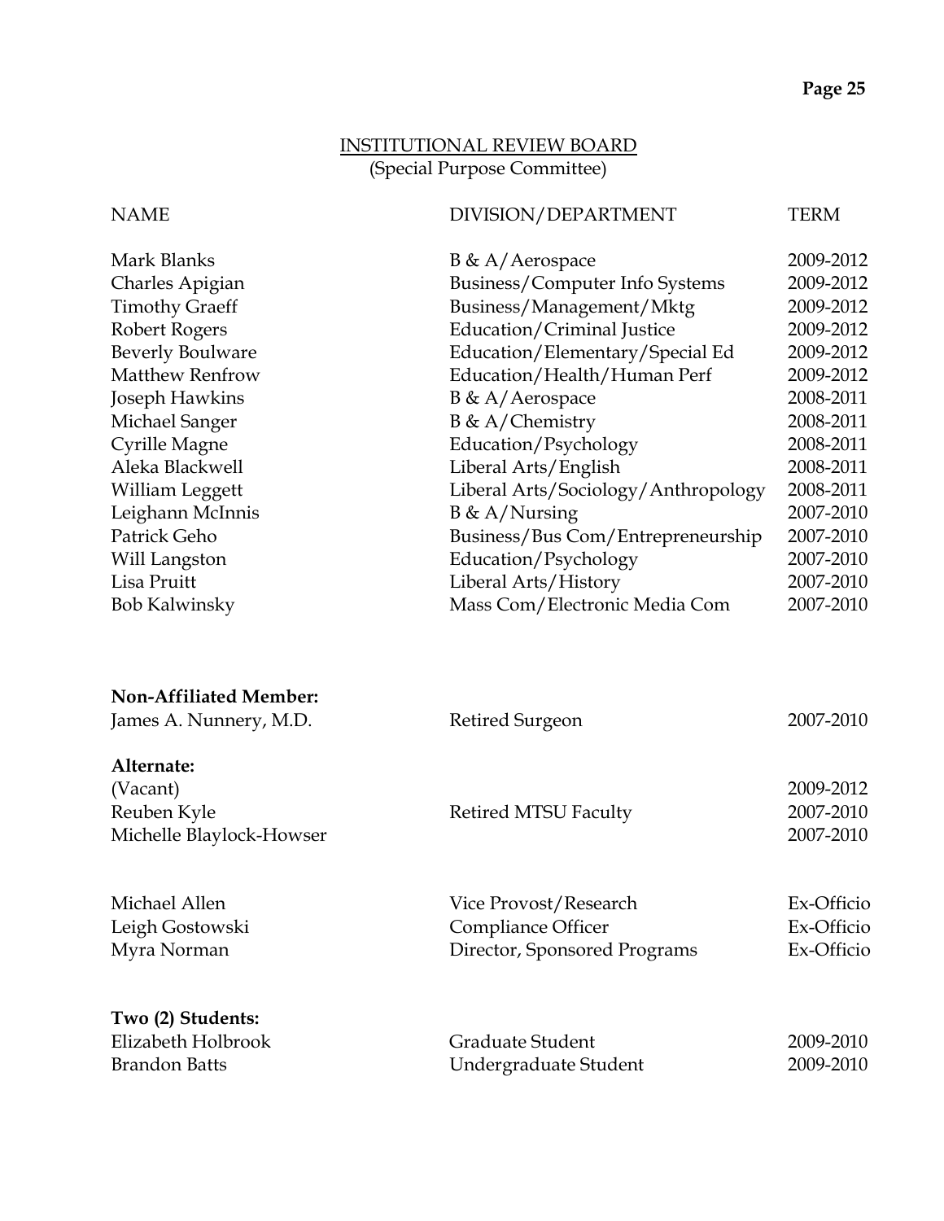## INSTITUTIONAL REVIEW BOARD

(Special Purpose Committee)

| NAME | DIVISION/DEPARTMENT | TERM |
|---|---|---|
| Mark Blanks | B & A/Aerospace | 2009-2012 |
| Charles Apigian | Business/Computer Info Systems | 2009-2012 |
| Timothy Graeff | Business/Management/Mktg | 2009-2012 |
| Robert Rogers | Education/Criminal Justice | 2009-2012 |
| Beverly Boulware | Education/Elementary/Special Ed | 2009-2012 |
| Matthew Renfrow | Education/Health/Human Perf | 2009-2012 |
| Joseph Hawkins | B & A/Aerospace | 2008-2011 |
| Michael Sanger | B & A/Chemistry | 2008-2011 |
| Cyrille Magne | Education/Psychology | 2008-2011 |
| Aleka Blackwell | Liberal Arts/English | 2008-2011 |
| William Leggett | Liberal Arts/Sociology/Anthropology | 2008-2011 |
| Leighann McInnis | B & A/Nursing | 2007-2010 |
| Patrick Geho | Business/Bus Com/Entrepreneurship | 2007-2010 |
| Will Langston | Education/Psychology | 2007-2010 |
| Lisa Pruitt | Liberal Arts/History | 2007-2010 |
| Bob Kalwinsky | Mass Com/Electronic Media Com | 2007-2010 |
| **Non-Affiliated Member:** | | |
| James A. Nunnery, M.D. | Retired Surgeon | 2007-2010 |
| **Alternate:** | | |
| (Vacant) | | 2009-2012 |
| Reuben Kyle | Retired MTSU Faculty | 2007-2010 |
| Michelle Blaylock-Howser | | 2007-2010 |
| Michael Allen | Vice Provost/Research | Ex-Officio |
| Leigh Gostowski | Compliance Officer | Ex-Officio |
| Myra Norman | Director, Sponsored Programs | Ex-Officio |
| **Two (2) Students:** | | |
| Elizabeth Holbrook | Graduate Student | 2009-2010 |
| Brandon Batts | Undergraduate Student | 2009-2010 |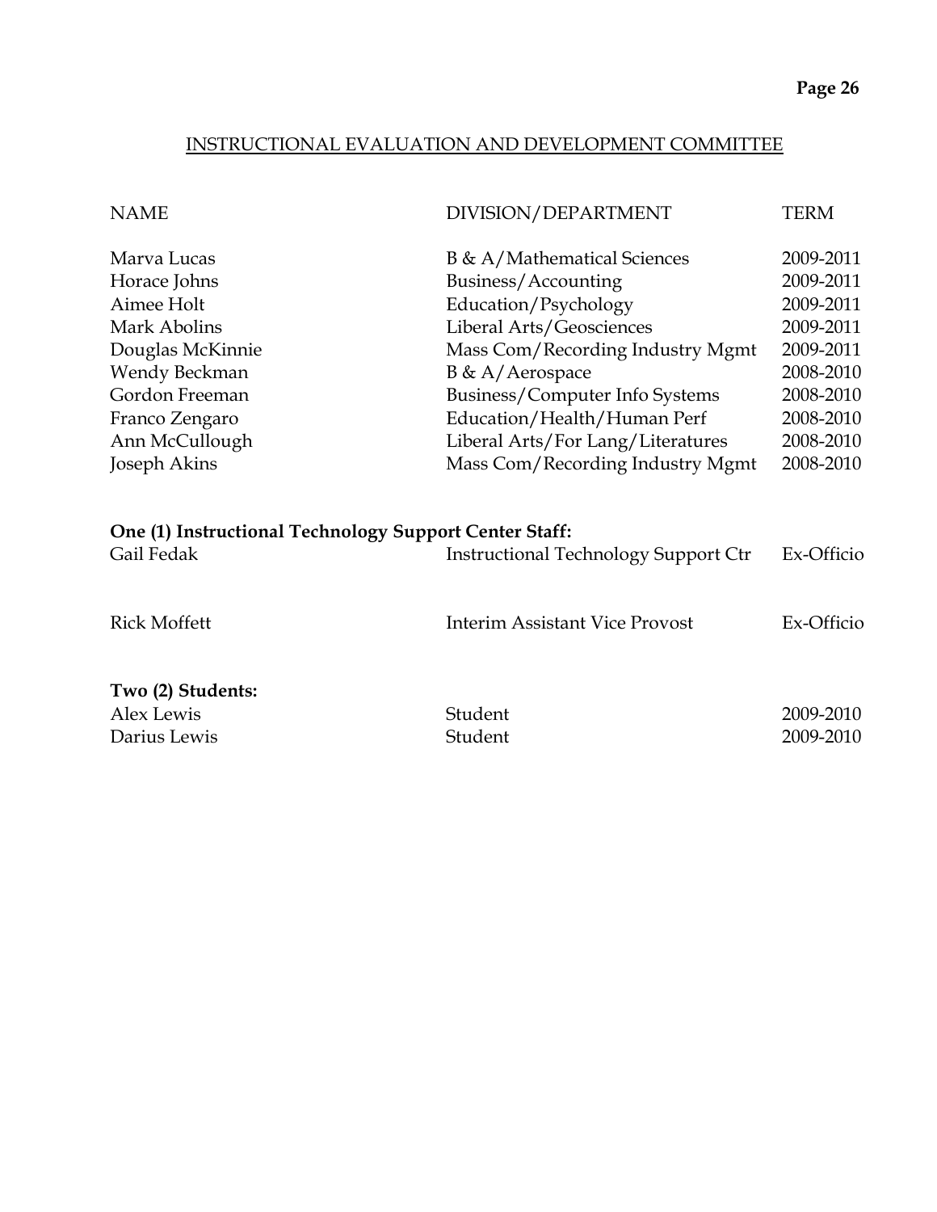## INSTRUCTIONAL EVALUATION AND DEVELOPMENT COMMITTEE

| NAME | DIVISION/DEPARTMENT | TERM |
|---|---|---|
| Marva Lucas | B & A/Mathematical Sciences | 2009-2011 |
| Horace Johns | Business/Accounting | 2009-2011 |
| Aimee Holt | Education/Psychology | 2009-2011 |
| Mark Abolins | Liberal Arts/Geosciences | 2009-2011 |
| Douglas McKinnie | Mass Com/Recording Industry Mgmt | 2009-2011 |
| Wendy Beckman | B & A/Aerospace | 2008-2010 |
| Gordon Freeman | Business/Computer Info Systems | 2008-2010 |
| Franco Zengaro | Education/Health/Human Perf | 2008-2010 |
| Ann McCullough | Liberal Arts/For Lang/Literatures | 2008-2010 |
| Joseph Akins | Mass Com/Recording Industry Mgmt | 2008-2010 |

**One (1) Instructional Technology Support Center Staff:**

| | | |
|---|---|---|
| Gail Fedak | Instructional Technology Support Ctr | Ex-Officio |
| Rick Moffett | Interim Assistant Vice Provost | Ex-Officio |

**Two (2) Students:**

| | | |
|---|---|---|
| Alex Lewis | Student | 2009-2010 |
| Darius Lewis | Student | 2009-2010 |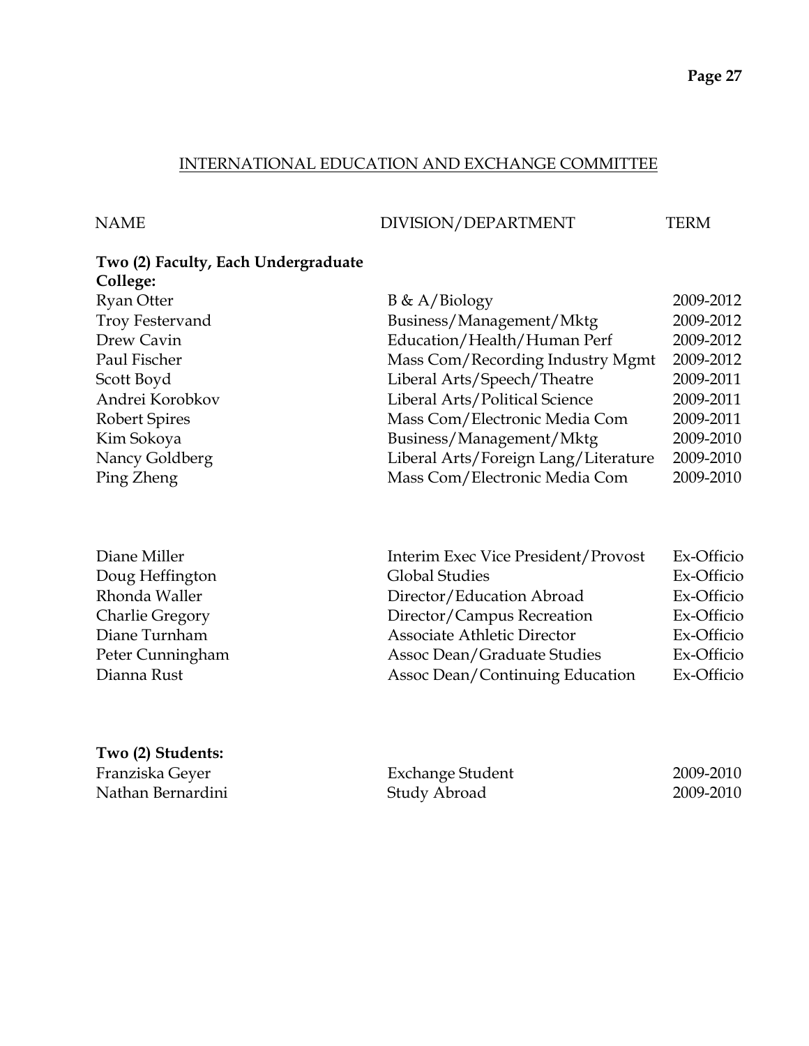## INTERNATIONAL EDUCATION AND EXCHANGE COMMITTEE

| NAME | DIVISION/DEPARTMENT | TERM |
|---|---|---|
| **Two (2) Faculty, Each Undergraduate College:** | | |
| Ryan Otter | B & A/Biology | 2009-2012 |
| Troy Festervand | Business/Management/Mktg | 2009-2012 |
| Drew Cavin | Education/Health/Human Perf | 2009-2012 |
| Paul Fischer | Mass Com/Recording Industry Mgmt | 2009-2012 |
| Scott Boyd | Liberal Arts/Speech/Theatre | 2009-2011 |
| Andrei Korobkov | Liberal Arts/Political Science | 2009-2011 |
| Robert Spires | Mass Com/Electronic Media Com | 2009-2011 |
| Kim Sokoya | Business/Management/Mktg | 2009-2010 |
| Nancy Goldberg | Liberal Arts/Foreign Lang/Literature | 2009-2010 |
| Ping Zheng | Mass Com/Electronic Media Com | 2009-2010 |
| | | |
| Diane Miller | Interim Exec Vice President/Provost | Ex-Officio |
| Doug Heffington | Global Studies | Ex-Officio |
| Rhonda Waller | Director/Education Abroad | Ex-Officio |
| Charlie Gregory | Director/Campus Recreation | Ex-Officio |
| Diane Turnham | Associate Athletic Director | Ex-Officio |
| Peter Cunningham | Assoc Dean/Graduate Studies | Ex-Officio |
| Dianna Rust | Assoc Dean/Continuing Education | Ex-Officio |
| | | |
| **Two (2) Students:** | | |
| Franziska Geyer | Exchange Student | 2009-2010 |
| Nathan Bernardini | Study Abroad | 2009-2010 |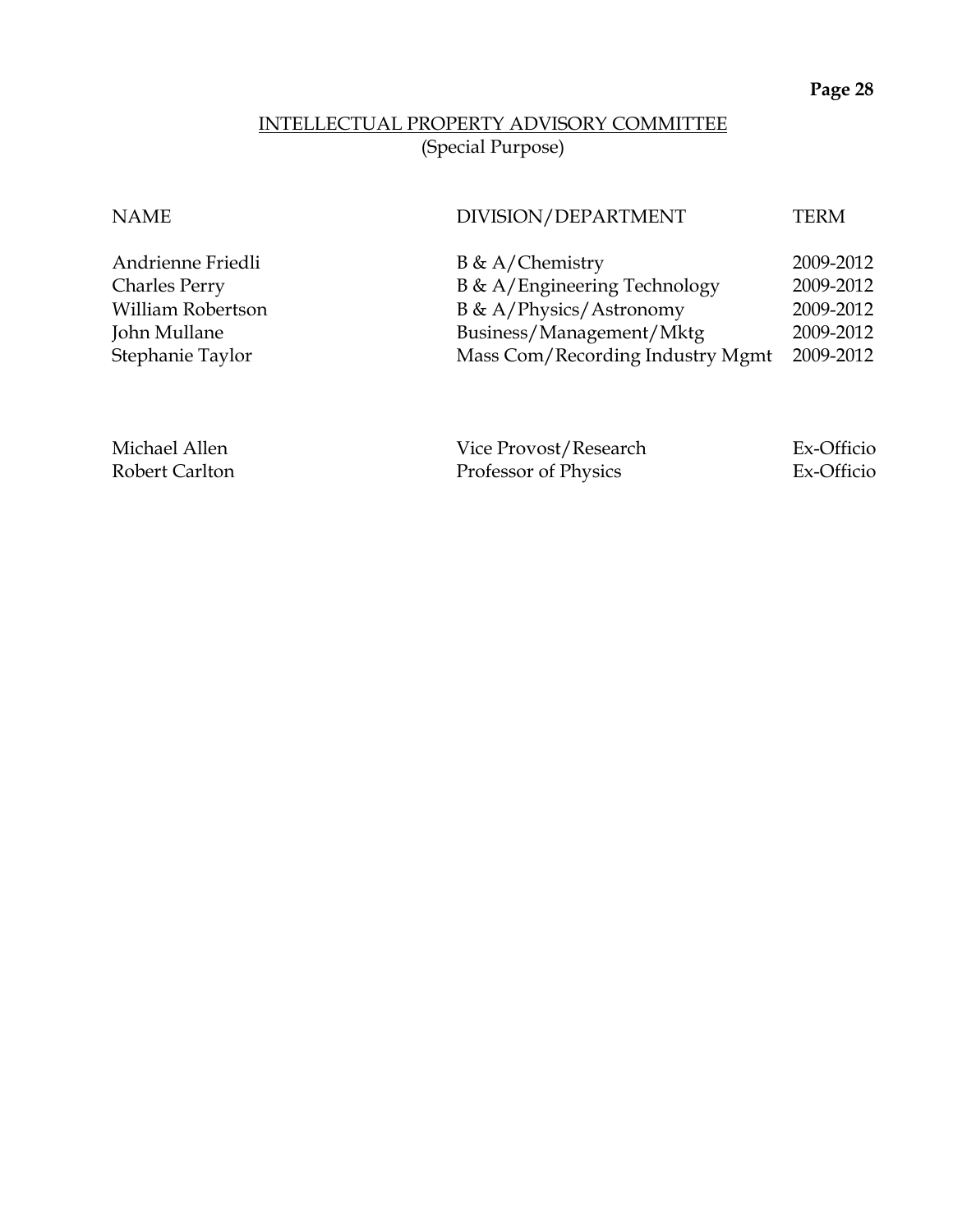## INTELLECTUAL PROPERTY ADVISORY COMMITTEE
(Special Purpose)

| NAME | DIVISION/DEPARTMENT | TERM |
| --- | --- | --- |
| Andrienne Friedli | B & A/Chemistry | 2009-2012 |
| Charles Perry | B & A/Engineering Technology | 2009-2012 |
| William Robertson | B & A/Physics/Astronomy | 2009-2012 |
| John Mullane | Business/Management/Mktg | 2009-2012 |
| Stephanie Taylor | Mass Com/Recording Industry Mgmt | 2009-2012 |
| | | |
| Michael Allen | Vice Provost/Research | Ex-Officio |
| Robert Carlton | Professor of Physics | Ex-Officio |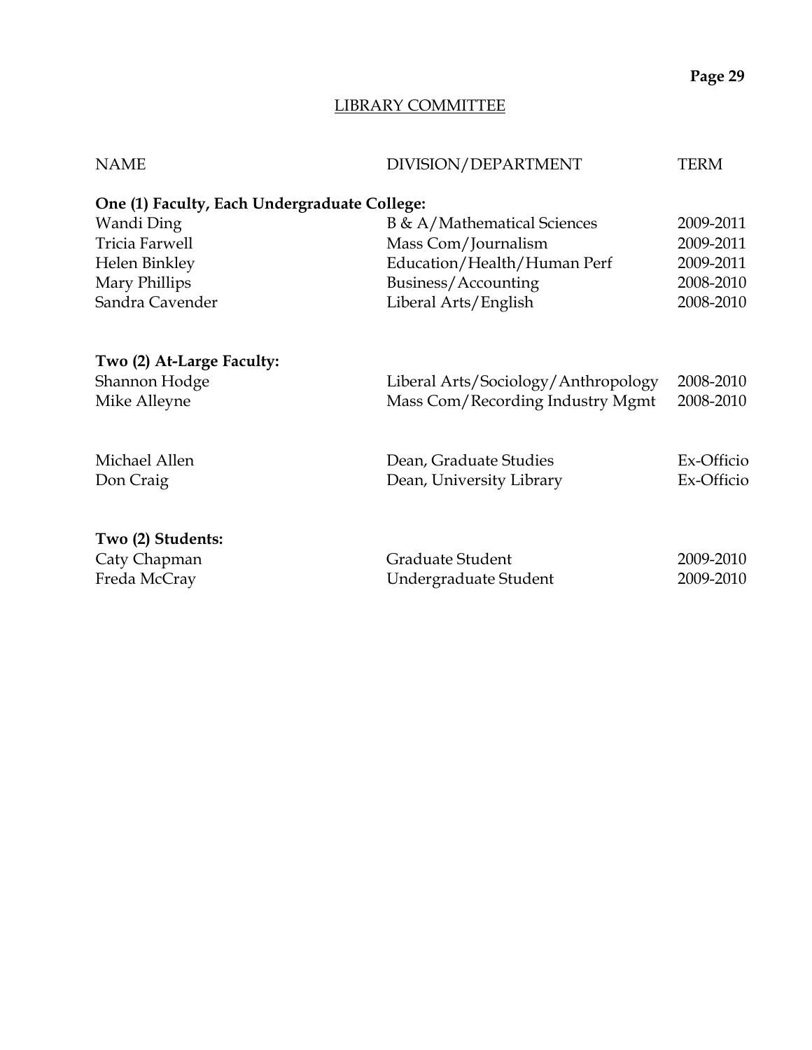## LIBRARY COMMITTEE

| NAME | DIVISION/DEPARTMENT | TERM |
|---|---|---|
| **One (1) Faculty, Each Undergraduate College:** | | |
| Wandi Ding | B & A/Mathematical Sciences | 2009-2011 |
| Tricia Farwell | Mass Com/Journalism | 2009-2011 |
| Helen Binkley | Education/Health/Human Perf | 2009-2011 |
| Mary Phillips | Business/Accounting | 2008-2010 |
| Sandra Cavender | Liberal Arts/English | 2008-2010 |
| **Two (2) At-Large Faculty:** | | |
| Shannon Hodge | Liberal Arts/Sociology/Anthropology | 2008-2010 |
| Mike Alleyne | Mass Com/Recording Industry Mgmt | 2008-2010 |
| Michael Allen | Dean, Graduate Studies | Ex-Officio |
| Don Craig | Dean, University Library | Ex-Officio |
| **Two (2) Students:** | | |
| Caty Chapman | Graduate Student | 2009-2010 |
| Freda McCray | Undergraduate Student | 2009-2010 |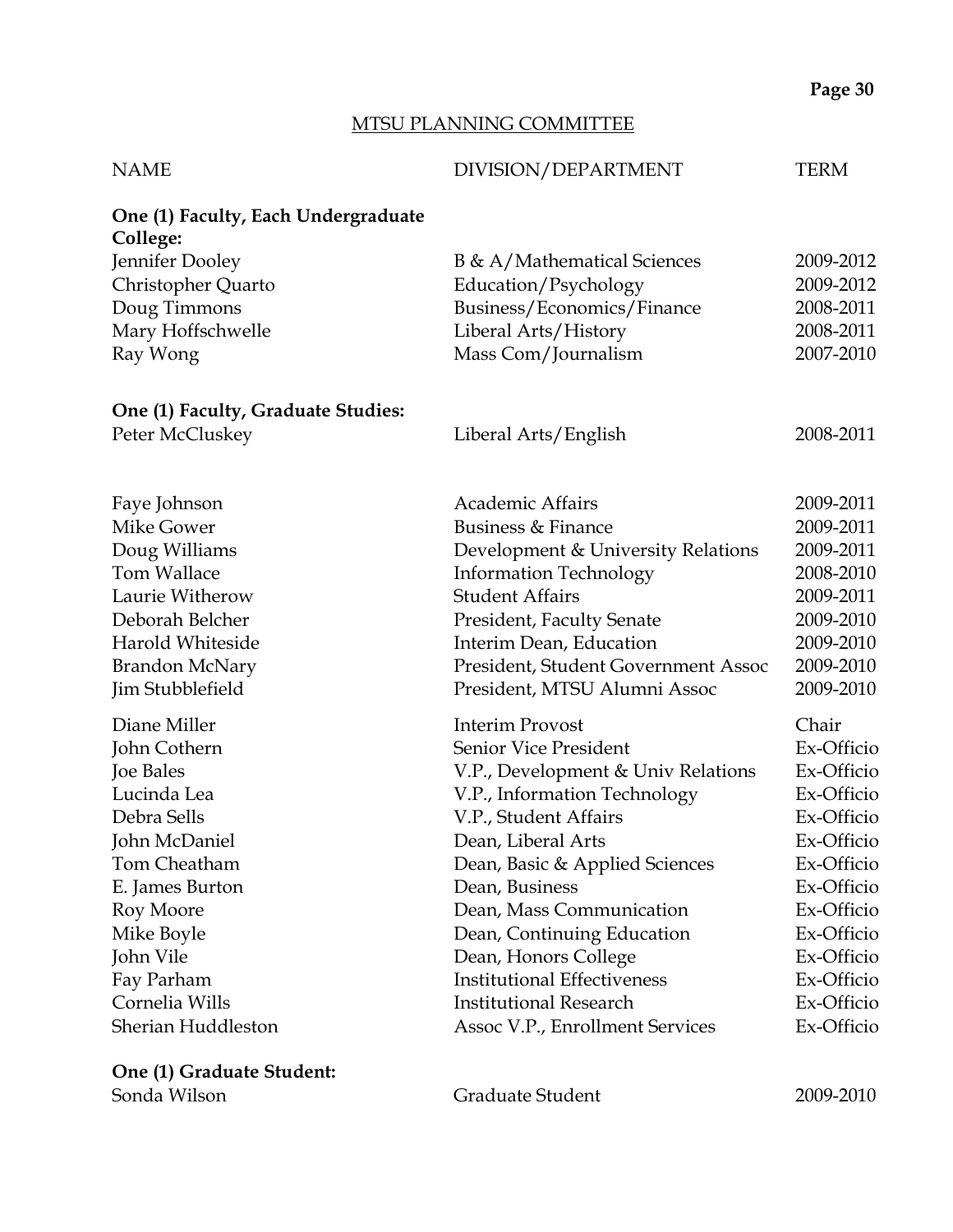## MTSU PLANNING COMMITTEE

| NAME | DIVISION/DEPARTMENT | TERM |
|---|---|---|
| **One (1) Faculty, Each Undergraduate College:** | | |
| Jennifer Dooley | B & A/Mathematical Sciences | 2009-2012 |
| Christopher Quarto | Education/Psychology | 2009-2012 |
| Doug Timmons | Business/Economics/Finance | 2008-2011 |
| Mary Hoffschwelle | Liberal Arts/History | 2008-2011 |
| Ray Wong | Mass Com/Journalism | 2007-2010 |
| **One (1) Faculty, Graduate Studies:** | | |
| Peter McCluskey | Liberal Arts/English | 2008-2011 |
| Faye Johnson | Academic Affairs | 2009-2011 |
| Mike Gower | Business & Finance | 2009-2011 |
| Doug Williams | Development & University Relations | 2009-2011 |
| Tom Wallace | Information Technology | 2008-2010 |
| Laurie Witherow | Student Affairs | 2009-2011 |
| Deborah Belcher | President, Faculty Senate | 2009-2010 |
| Harold Whiteside | Interim Dean, Education | 2009-2010 |
| Brandon McNary | President, Student Government Assoc | 2009-2010 |
| Jim Stubblefield | President, MTSU Alumni Assoc | 2009-2010 |
| Diane Miller | Interim Provost | Chair |
| John Cothern | Senior Vice President | Ex-Officio |
| Joe Bales | V.P., Development & Univ Relations | Ex-Officio |
| Lucinda Lea | V.P., Information Technology | Ex-Officio |
| Debra Sells | V.P., Student Affairs | Ex-Officio |
| John McDaniel | Dean, Liberal Arts | Ex-Officio |
| Tom Cheatham | Dean, Basic & Applied Sciences | Ex-Officio |
| E. James Burton | Dean, Business | Ex-Officio |
| Roy Moore | Dean, Mass Communication | Ex-Officio |
| Mike Boyle | Dean, Continuing Education | Ex-Officio |
| John Vile | Dean, Honors College | Ex-Officio |
| Fay Parham | Institutional Effectiveness | Ex-Officio |
| Cornelia Wills | Institutional Research | Ex-Officio |
| Sherian Huddleston | Assoc V.P., Enrollment Services | Ex-Officio |
| **One (1) Graduate Student:** | | |
| Sonda Wilson | Graduate Student | 2009-2010 |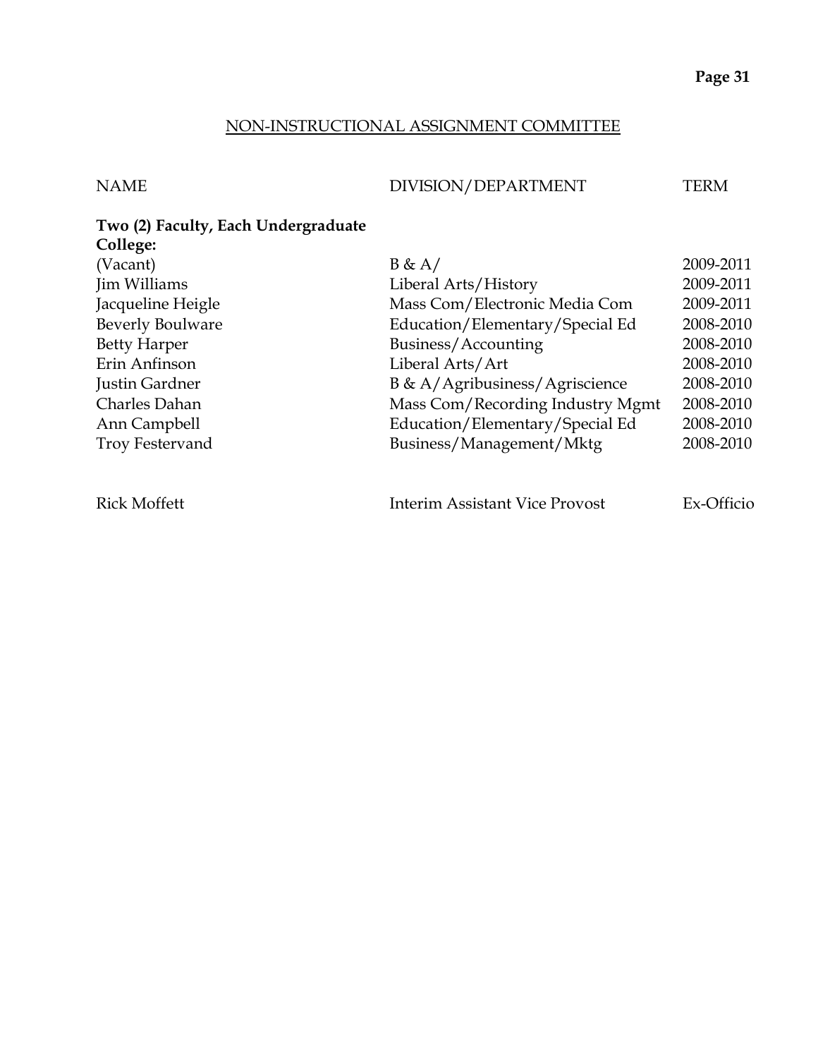## NON-INSTRUCTIONAL ASSIGNMENT COMMITTEE

| NAME | DIVISION/DEPARTMENT | TERM |
|---|---|---|
| **Two (2) Faculty, Each Undergraduate College:** | | |
| (Vacant) | B & A/ | 2009-2011 |
| Jim Williams | Liberal Arts/History | 2009-2011 |
| Jacqueline Heigle | Mass Com/Electronic Media Com | 2009-2011 |
| Beverly Boulware | Education/Elementary/Special Ed | 2008-2010 |
| Betty Harper | Business/Accounting | 2008-2010 |
| Erin Anfinson | Liberal Arts/Art | 2008-2010 |
| Justin Gardner | B & A/Agribusiness/Agriscience | 2008-2010 |
| Charles Dahan | Mass Com/Recording Industry Mgmt | 2008-2010 |
| Ann Campbell | Education/Elementary/Special Ed | 2008-2010 |
| Troy Festervand | Business/Management/Mktg | 2008-2010 |
| | | |
| Rick Moffett | Interim Assistant Vice Provost | Ex-Officio |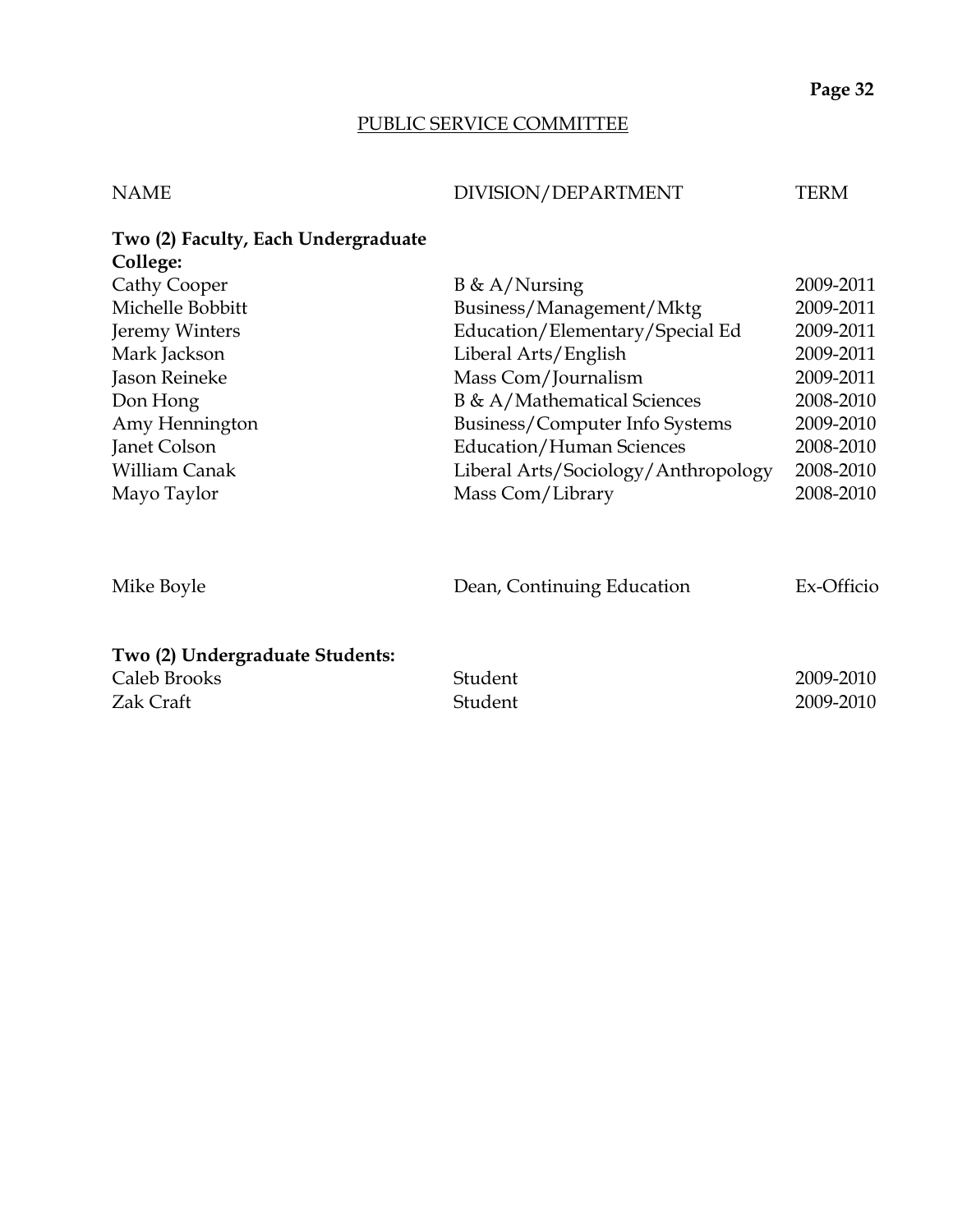## PUBLIC SERVICE COMMITTEE

| NAME | DIVISION/DEPARTMENT | TERM |
|---|---|---|
| **Two (2) Faculty, Each Undergraduate College:** | | |
| Cathy Cooper | B & A/Nursing | 2009-2011 |
| Michelle Bobbitt | Business/Management/Mktg | 2009-2011 |
| Jeremy Winters | Education/Elementary/Special Ed | 2009-2011 |
| Mark Jackson | Liberal Arts/English | 2009-2011 |
| Jason Reineke | Mass Com/Journalism | 2009-2011 |
| Don Hong | B & A/Mathematical Sciences | 2008-2010 |
| Amy Hennington | Business/Computer Info Systems | 2009-2010 |
| Janet Colson | Education/Human Sciences | 2008-2010 |
| William Canak | Liberal Arts/Sociology/Anthropology | 2008-2010 |
| Mayo Taylor | Mass Com/Library | 2008-2010 |
| | | |
| Mike Boyle | Dean, Continuing Education | Ex-Officio |
| | | |
| **Two (2) Undergraduate Students:** | | |
| Caleb Brooks | Student | 2009-2010 |
| Zak Craft | Student | 2009-2010 |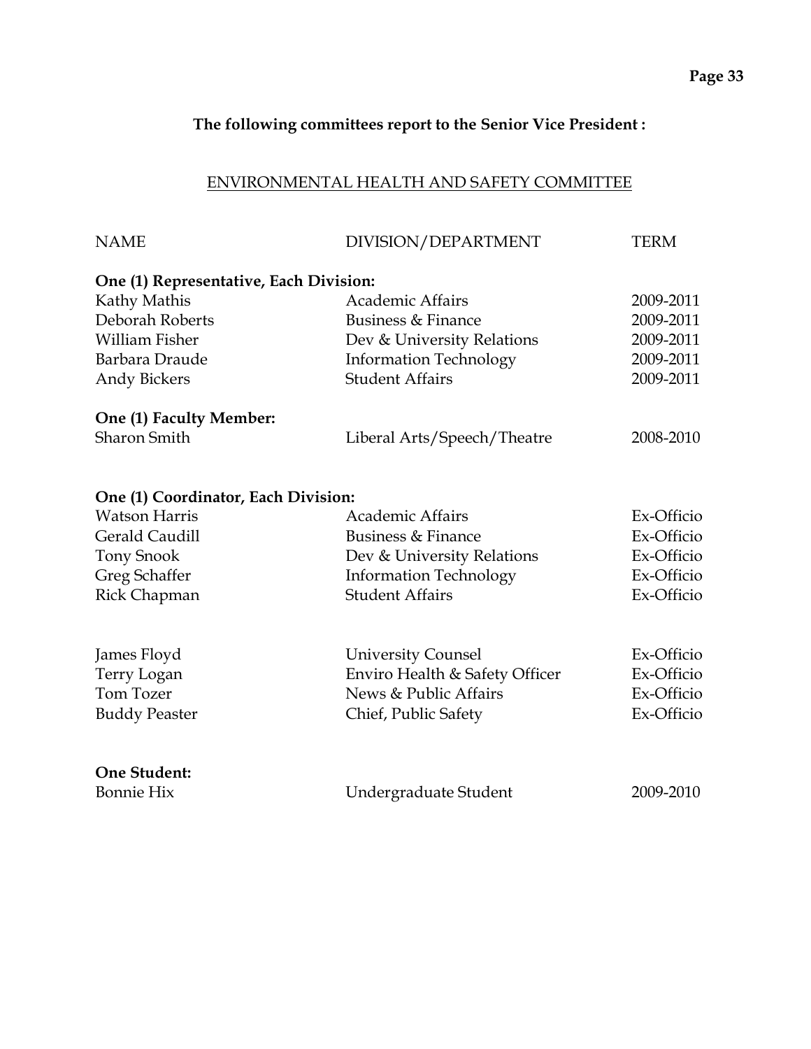**The following committees report to the Senior Vice President :**

## ENVIRONMENTAL HEALTH AND SAFETY COMMITTEE

| NAME | DIVISION/DEPARTMENT | TERM |
|---|---|---|
| **One (1) Representative, Each Division:** | | |
| Kathy Mathis | Academic Affairs | 2009-2011 |
| Deborah Roberts | Business & Finance | 2009-2011 |
| William Fisher | Dev & University Relations | 2009-2011 |
| Barbara Draude | Information Technology | 2009-2011 |
| Andy Bickers | Student Affairs | 2009-2011 |
| **One (1) Faculty Member:** | | |
| Sharon Smith | Liberal Arts/Speech/Theatre | 2008-2010 |
| **One (1) Coordinator, Each Division:** | | |
| Watson Harris | Academic Affairs | Ex-Officio |
| Gerald Caudill | Business & Finance | Ex-Officio |
| Tony Snook | Dev & University Relations | Ex-Officio |
| Greg Schaffer | Information Technology | Ex-Officio |
| Rick Chapman | Student Affairs | Ex-Officio |
| James Floyd | University Counsel | Ex-Officio |
| Terry Logan | Enviro Health & Safety Officer | Ex-Officio |
| Tom Tozer | News & Public Affairs | Ex-Officio |
| Buddy Peaster | Chief, Public Safety | Ex-Officio |
| **One Student:** | | |
| Bonnie Hix | Undergraduate Student | 2009-2010 |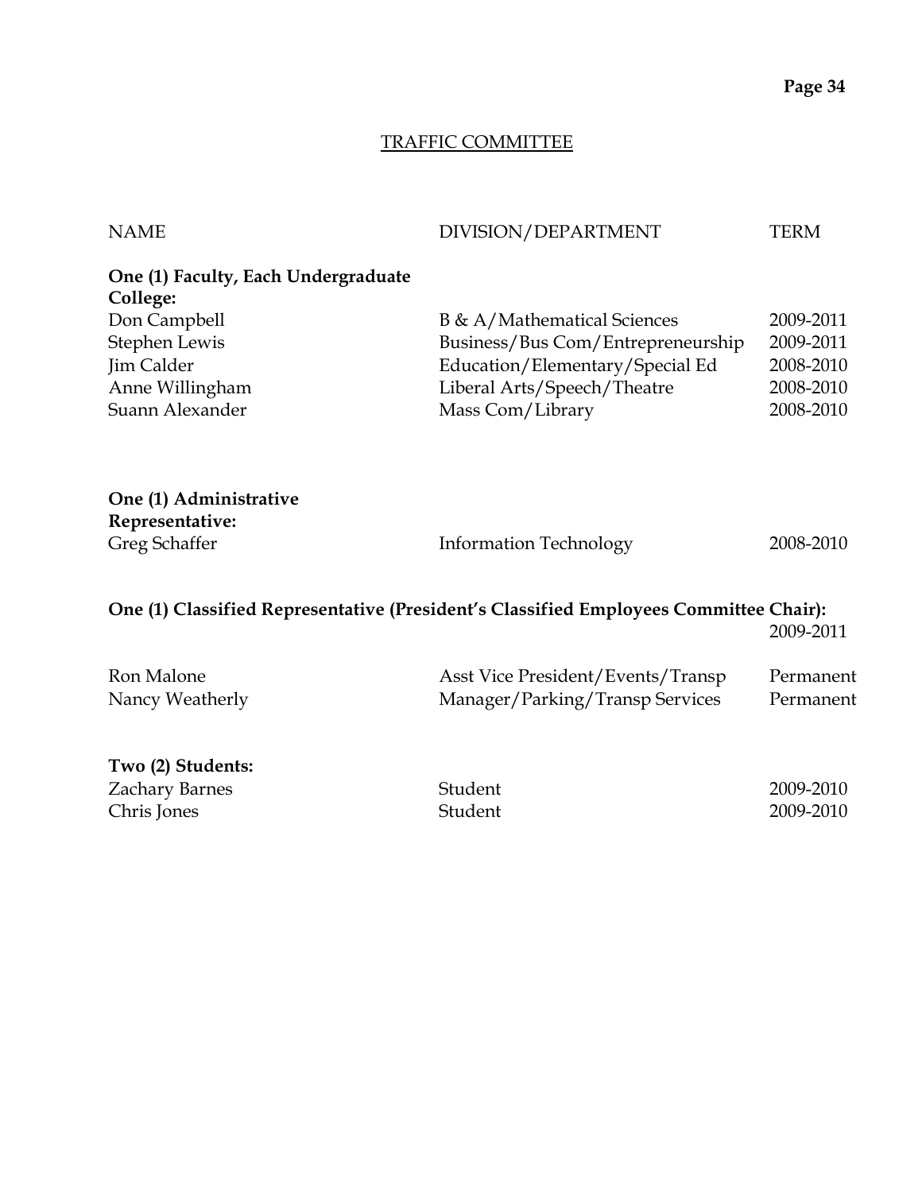## TRAFFIC COMMITTEE

| NAME | DIVISION/DEPARTMENT | TERM |
|---|---|---|
| **One (1) Faculty, Each Undergraduate College:** | | |
| Don Campbell | B & A/Mathematical Sciences | 2009-2011 |
| Stephen Lewis | Business/Bus Com/Entrepreneurship | 2009-2011 |
| Jim Calder | Education/Elementary/Special Ed | 2008-2010 |
| Anne Willingham | Liberal Arts/Speech/Theatre | 2008-2010 |
| Suann Alexander | Mass Com/Library | 2008-2010 |
| **One (1) Administrative Representative:** | | |
| Greg Schaffer | Information Technology | 2008-2010 |
| **One (1) Classified Representative (President's Classified Employees Committee Chair):** | | 2009-2011 |
| Ron Malone | Asst Vice President/Events/Transp | Permanent |
| Nancy Weatherly | Manager/Parking/Transp Services | Permanent |
| **Two (2) Students:** | | |
| Zachary Barnes | Student | 2009-2010 |
| Chris Jones | Student | 2009-2010 |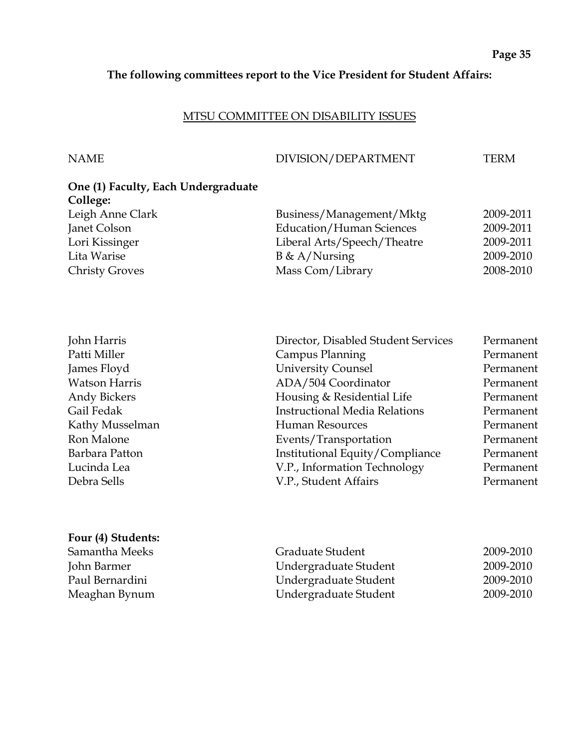**The following committees report to the Vice President for Student Affairs:**

## MTSU COMMITTEE ON DISABILITY ISSUES

| NAME | DIVISION/DEPARTMENT | TERM |
|---|---|---|
| **One (1) Faculty, Each Undergraduate College:** | | |
| Leigh Anne Clark | Business/Management/Mktg | 2009-2011 |
| Janet Colson | Education/Human Sciences | 2009-2011 |
| Lori Kissinger | Liberal Arts/Speech/Theatre | 2009-2011 |
| Lita Warise | B & A/Nursing | 2009-2010 |
| Christy Groves | Mass Com/Library | 2008-2010 |
| | | |
| John Harris | Director, Disabled Student Services | Permanent |
| Patti Miller | Campus Planning | Permanent |
| James Floyd | University Counsel | Permanent |
| Watson Harris | ADA/504 Coordinator | Permanent |
| Andy Bickers | Housing & Residential Life | Permanent |
| Gail Fedak | Instructional Media Relations | Permanent |
| Kathy Musselman | Human Resources | Permanent |
| Ron Malone | Events/Transportation | Permanent |
| Barbara Patton | Institutional Equity/Compliance | Permanent |
| Lucinda Lea | V.P., Information Technology | Permanent |
| Debra Sells | V.P., Student Affairs | Permanent |
| | | |
| **Four (4) Students:** | | |
| Samantha Meeks | Graduate Student | 2009-2010 |
| John Barmer | Undergraduate Student | 2009-2010 |
| Paul Bernardini | Undergraduate Student | 2009-2010 |
| Meaghan Bynum | Undergraduate Student | 2009-2010 |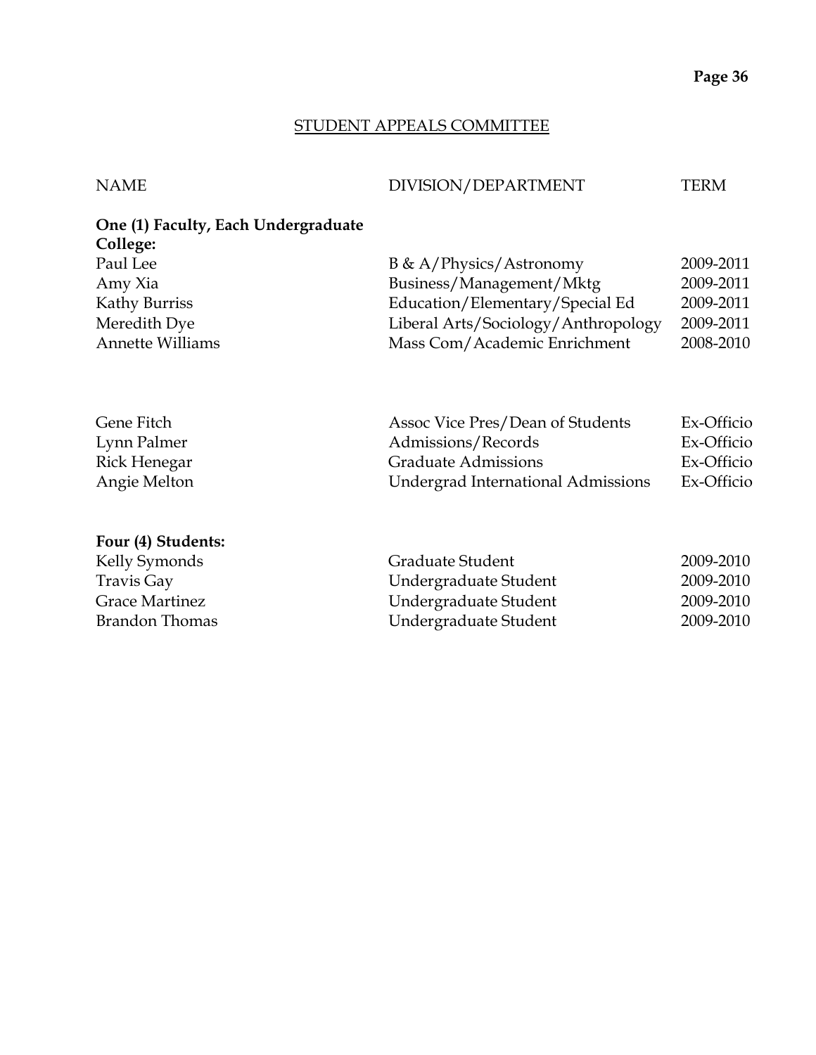## STUDENT APPEALS COMMITTEE

| NAME | DIVISION/DEPARTMENT | TERM |
|---|---|---|
| **One (1) Faculty, Each Undergraduate College:** | | |
| Paul Lee | B & A/Physics/Astronomy | 2009-2011 |
| Amy Xia | Business/Management/Mktg | 2009-2011 |
| Kathy Burriss | Education/Elementary/Special Ed | 2009-2011 |
| Meredith Dye | Liberal Arts/Sociology/Anthropology | 2009-2011 |
| Annette Williams | Mass Com/Academic Enrichment | 2008-2010 |
| | | |
| Gene Fitch | Assoc Vice Pres/Dean of Students | Ex-Officio |
| Lynn Palmer | Admissions/Records | Ex-Officio |
| Rick Henegar | Graduate Admissions | Ex-Officio |
| Angie Melton | Undergrad International Admissions | Ex-Officio |
| | | |
| **Four (4) Students:** | | |
| Kelly Symonds | Graduate Student | 2009-2010 |
| Travis Gay | Undergraduate Student | 2009-2010 |
| Grace Martinez | Undergraduate Student | 2009-2010 |
| Brandon Thomas | Undergraduate Student | 2009-2010 |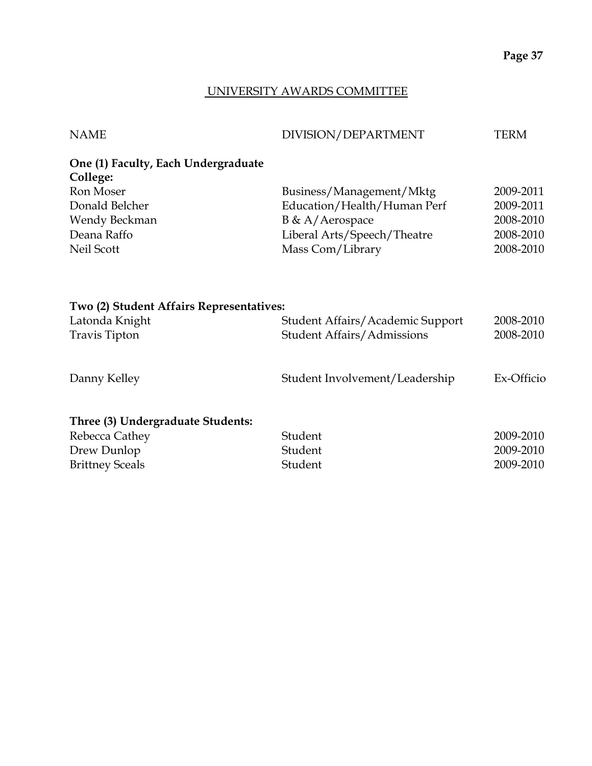## UNIVERSITY AWARDS COMMITTEE

| NAME | DIVISION/DEPARTMENT | TERM |
|---|---|---|
| **One (1) Faculty, Each Undergraduate College:** | | |
| Ron Moser | Business/Management/Mktg | 2009-2011 |
| Donald Belcher | Education/Health/Human Perf | 2009-2011 |
| Wendy Beckman | B & A/Aerospace | 2008-2010 |
| Deana Raffo | Liberal Arts/Speech/Theatre | 2008-2010 |
| Neil Scott | Mass Com/Library | 2008-2010 |
| **Two (2) Student Affairs Representatives:** | | |
| Latonda Knight | Student Affairs/Academic Support | 2008-2010 |
| Travis Tipton | Student Affairs/Admissions | 2008-2010 |
| Danny Kelley | Student Involvement/Leadership | Ex-Officio |
| **Three (3) Undergraduate Students:** | | |
| Rebecca Cathey | Student | 2009-2010 |
| Drew Dunlop | Student | 2009-2010 |
| Brittney Sceals | Student | 2009-2010 |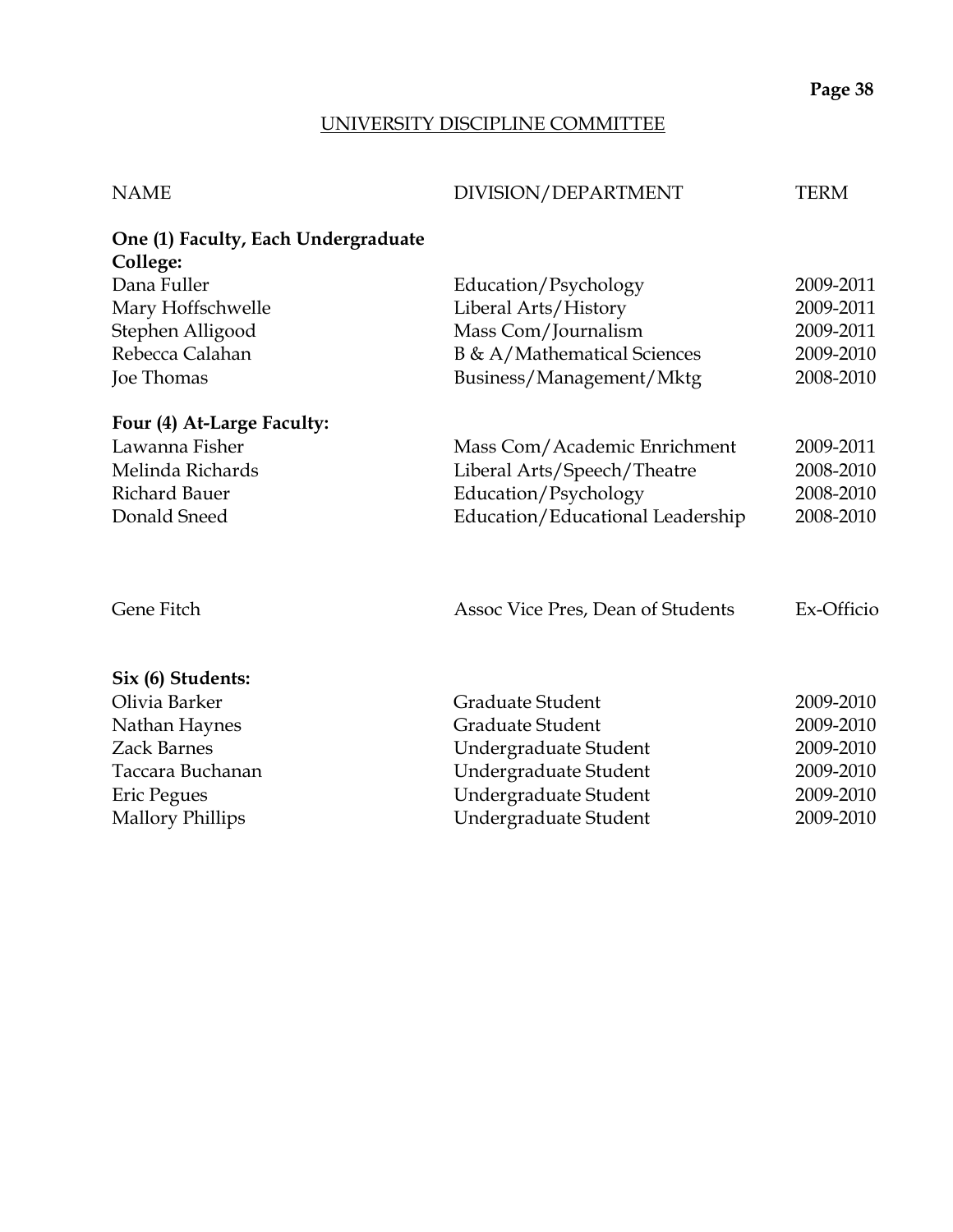## UNIVERSITY DISCIPLINE COMMITTEE

| NAME | DIVISION/DEPARTMENT | TERM |
|---|---|---|
| **One (1) Faculty, Each Undergraduate College:** | | |
| Dana Fuller | Education/Psychology | 2009-2011 |
| Mary Hoffschwelle | Liberal Arts/History | 2009-2011 |
| Stephen Alligood | Mass Com/Journalism | 2009-2011 |
| Rebecca Calahan | B & A/Mathematical Sciences | 2009-2010 |
| Joe Thomas | Business/Management/Mktg | 2008-2010 |
| **Four (4) At-Large Faculty:** | | |
| Lawanna Fisher | Mass Com/Academic Enrichment | 2009-2011 |
| Melinda Richards | Liberal Arts/Speech/Theatre | 2008-2010 |
| Richard Bauer | Education/Psychology | 2008-2010 |
| Donald Sneed | Education/Educational Leadership | 2008-2010 |
| Gene Fitch | Assoc Vice Pres, Dean of Students | Ex-Officio |
| **Six (6) Students:** | | |
| Olivia Barker | Graduate Student | 2009-2010 |
| Nathan Haynes | Graduate Student | 2009-2010 |
| Zack Barnes | Undergraduate Student | 2009-2010 |
| Taccara Buchanan | Undergraduate Student | 2009-2010 |
| Eric Pegues | Undergraduate Student | 2009-2010 |
| Mallory Phillips | Undergraduate Student | 2009-2010 |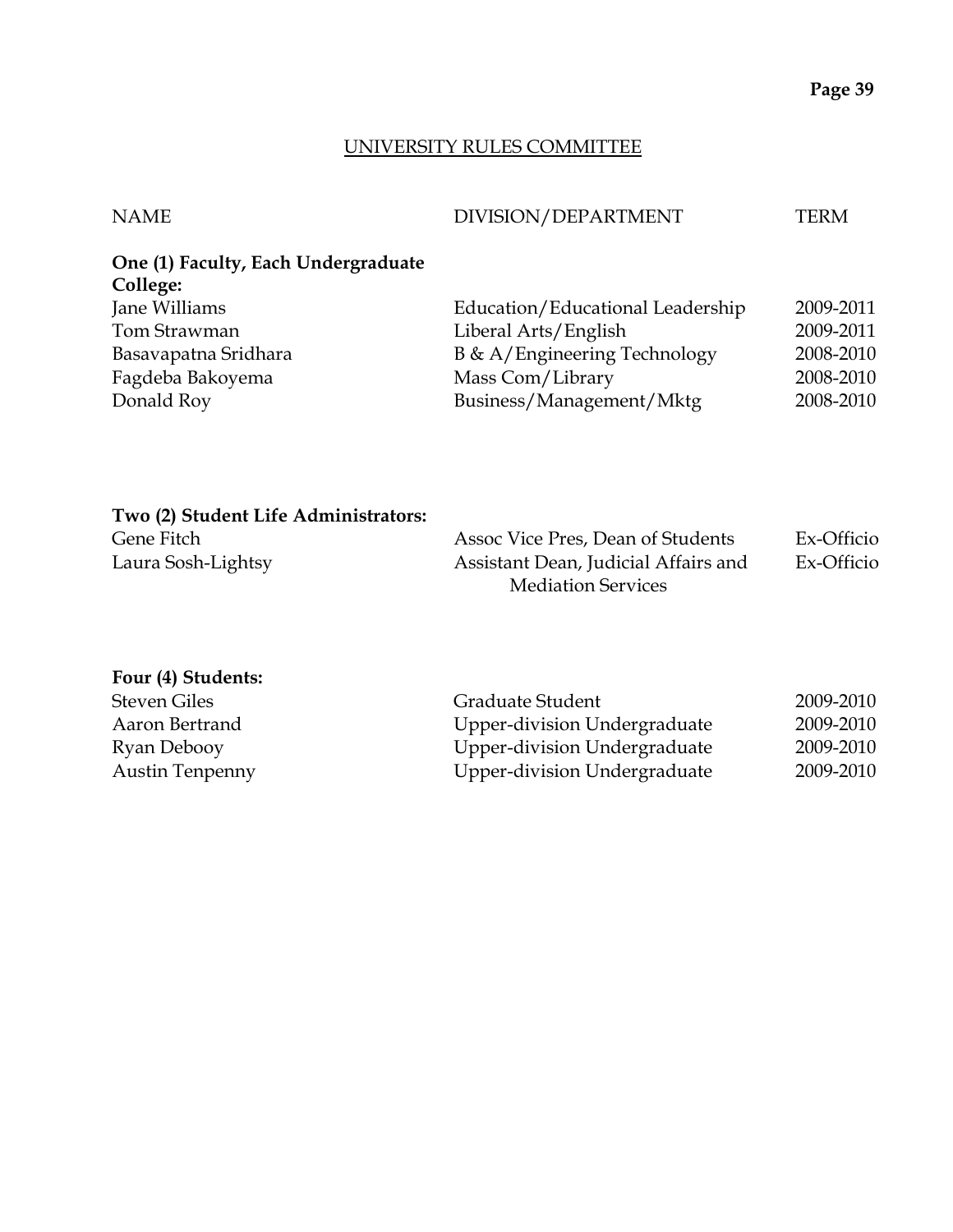## UNIVERSITY RULES COMMITTEE

| NAME | DIVISION/DEPARTMENT | TERM |
|---|---|---|
| **One (1) Faculty, Each Undergraduate College:** | | |
| Jane Williams | Education/Educational Leadership | 2009-2011 |
| Tom Strawman | Liberal Arts/English | 2009-2011 |
| Basavapatna Sridhara | B & A/Engineering Technology | 2008-2010 |
| Fagdeba Bakoyema | Mass Com/Library | 2008-2010 |
| Donald Roy | Business/Management/Mktg | 2008-2010 |
| **Two (2) Student Life Administrators:** | | |
| Gene Fitch | Assoc Vice Pres, Dean of Students | Ex-Officio |
| Laura Sosh-Lightsy | Assistant Dean, Judicial Affairs and Mediation Services | Ex-Officio |
| **Four (4) Students:** | | |
| Steven Giles | Graduate Student | 2009-2010 |
| Aaron Bertrand | Upper-division Undergraduate | 2009-2010 |
| Ryan Debooy | Upper-division Undergraduate | 2009-2010 |
| Austin Tenpenny | Upper-division Undergraduate | 2009-2010 |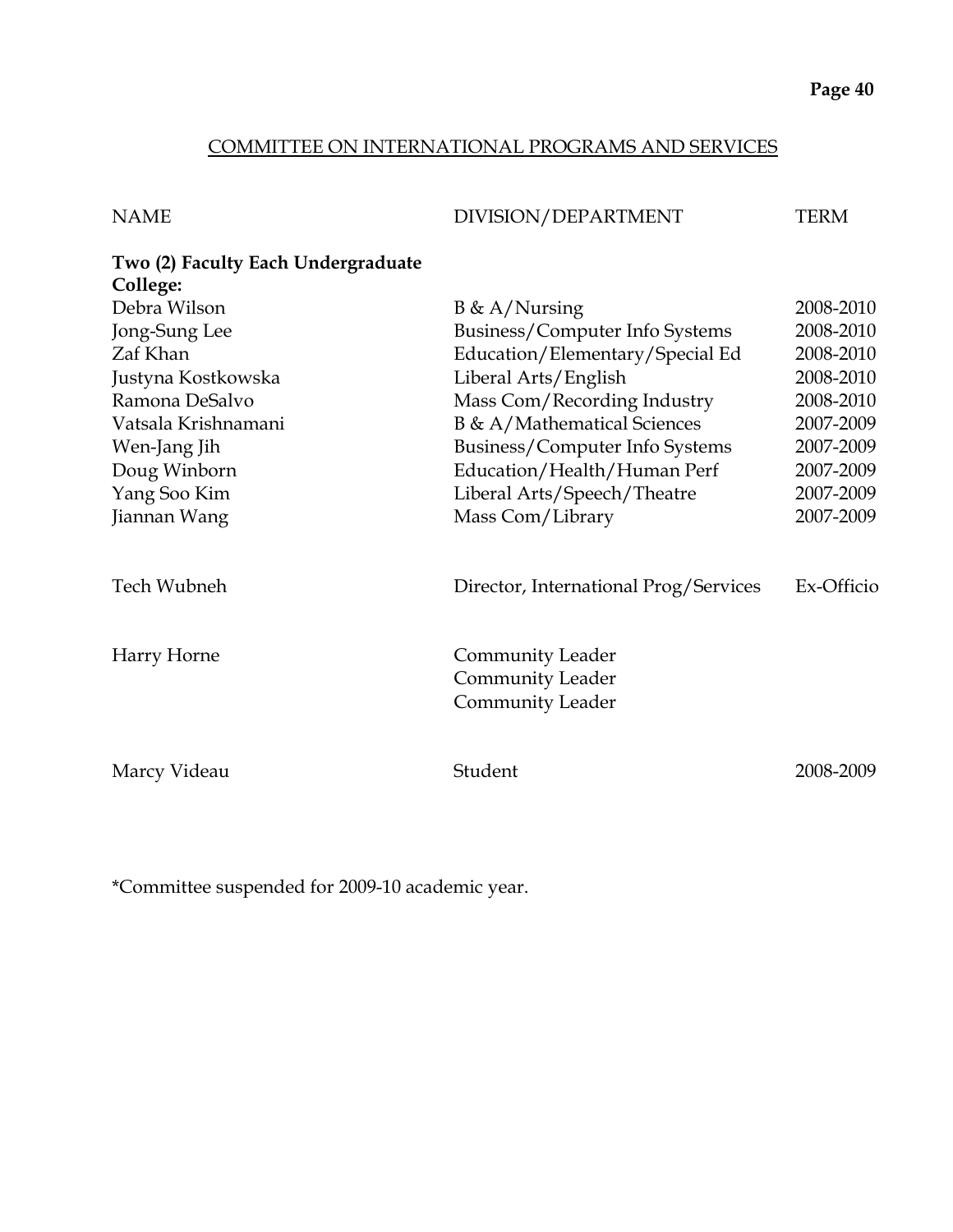## COMMITTEE ON INTERNATIONAL PROGRAMS AND SERVICES

| NAME | DIVISION/DEPARTMENT | TERM |
|---|---|---|
| **Two (2) Faculty Each Undergraduate College:** | | |
| Debra Wilson | B & A/Nursing | 2008-2010 |
| Jong-Sung Lee | Business/Computer Info Systems | 2008-2010 |
| Zaf Khan | Education/Elementary/Special Ed | 2008-2010 |
| Justyna Kostkowska | Liberal Arts/English | 2008-2010 |
| Ramona DeSalvo | Mass Com/Recording Industry | 2008-2010 |
| Vatsala Krishnamani | B & A/Mathematical Sciences | 2007-2009 |
| Wen-Jang Jih | Business/Computer Info Systems | 2007-2009 |
| Doug Winborn | Education/Health/Human Perf | 2007-2009 |
| Yang Soo Kim | Liberal Arts/Speech/Theatre | 2007-2009 |
| Jiannan Wang | Mass Com/Library | 2007-2009 |
| Tech Wubneh | Director, International Prog/Services | Ex-Officio |
| Harry Horne | Community Leader | |
| | Community Leader | |
| | Community Leader | |
| Marcy Videau | Student | 2008-2009 |

*Committee suspended for 2009-10 academic year.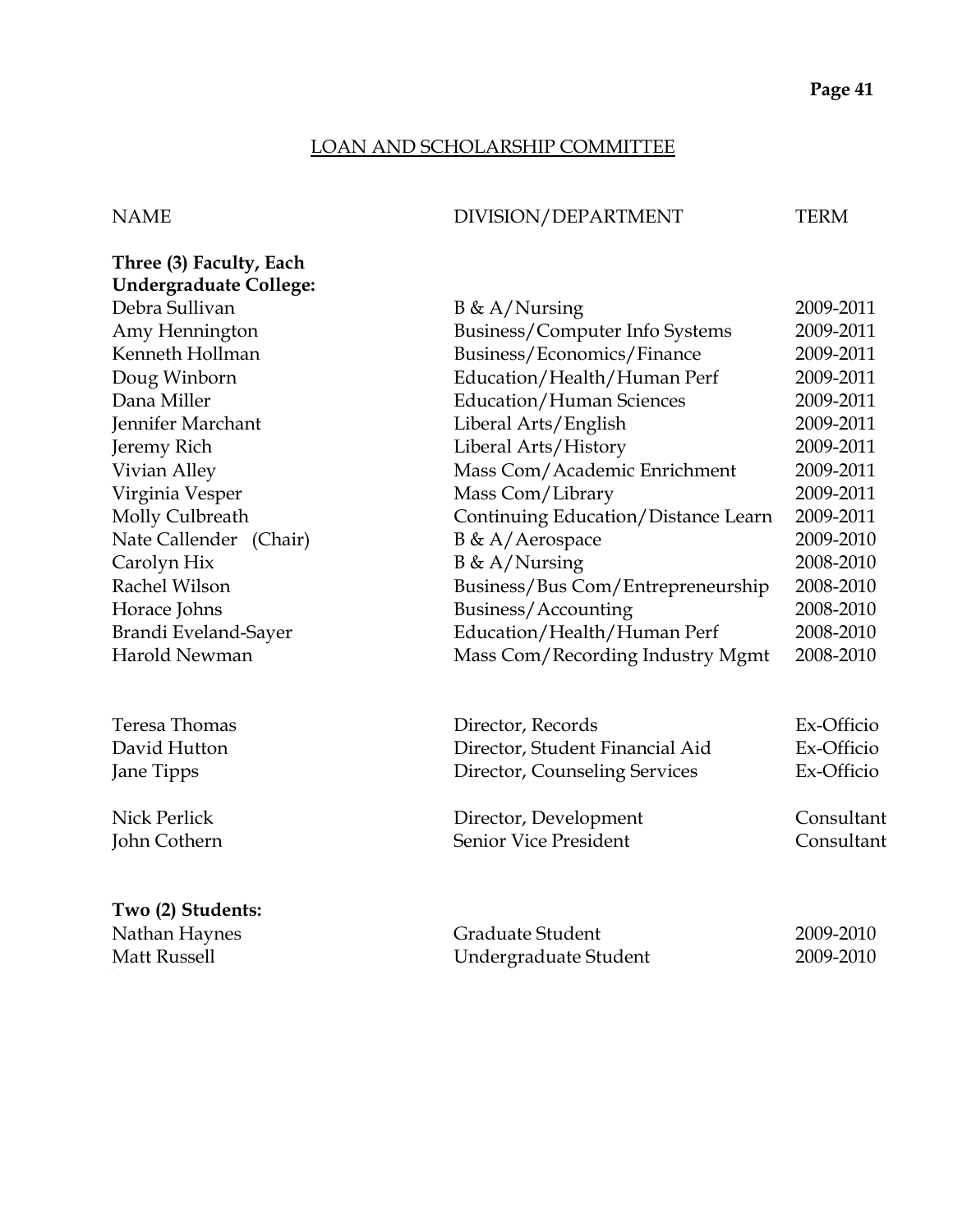## LOAN AND SCHOLARSHIP COMMITTEE

| NAME | DIVISION/DEPARTMENT | TERM |
|---|---|---|
| **Three (3) Faculty, Each Undergraduate College:** | | |
| Debra Sullivan | B & A/Nursing | 2009-2011 |
| Amy Hennington | Business/Computer Info Systems | 2009-2011 |
| Kenneth Hollman | Business/Economics/Finance | 2009-2011 |
| Doug Winborn | Education/Health/Human Perf | 2009-2011 |
| Dana Miller | Education/Human Sciences | 2009-2011 |
| Jennifer Marchant | Liberal Arts/English | 2009-2011 |
| Jeremy Rich | Liberal Arts/History | 2009-2011 |
| Vivian Alley | Mass Com/Academic Enrichment | 2009-2011 |
| Virginia Vesper | Mass Com/Library | 2009-2011 |
| Molly Culbreath | Continuing Education/Distance Learn | 2009-2011 |
| Nate Callender (Chair) | B & A/Aerospace | 2009-2010 |
| Carolyn Hix | B & A/Nursing | 2008-2010 |
| Rachel Wilson | Business/Bus Com/Entrepreneurship | 2008-2010 |
| Horace Johns | Business/Accounting | 2008-2010 |
| Brandi Eveland-Sayer | Education/Health/Human Perf | 2008-2010 |
| Harold Newman | Mass Com/Recording Industry Mgmt | 2008-2010 |
| | | |
| Teresa Thomas | Director, Records | Ex-Officio |
| David Hutton | Director, Student Financial Aid | Ex-Officio |
| Jane Tipps | Director, Counseling Services | Ex-Officio |
| | | |
| Nick Perlick | Director, Development | Consultant |
| John Cothern | Senior Vice President | Consultant |
| | | |
| **Two (2) Students:** | | |
| Nathan Haynes | Graduate Student | 2009-2010 |
| Matt Russell | Undergraduate Student | 2009-2010 |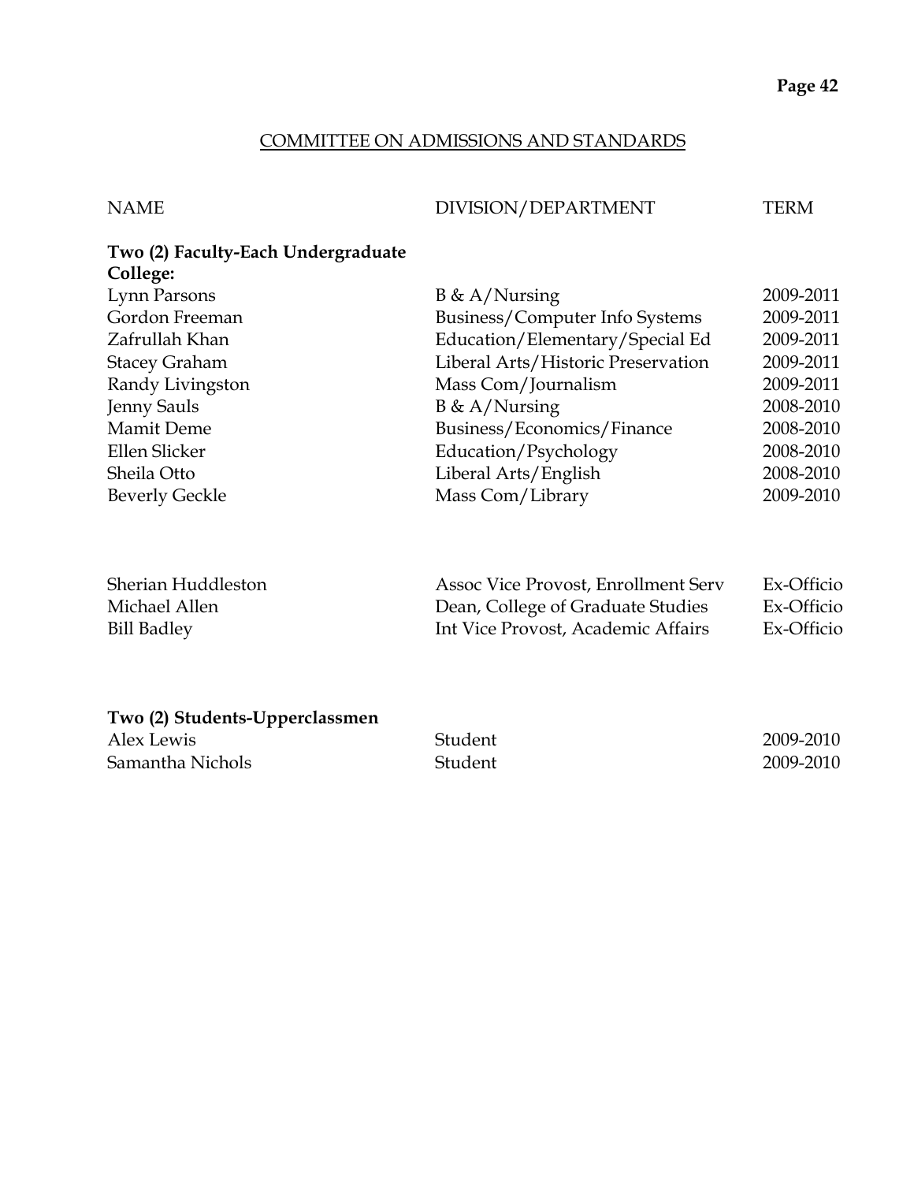## COMMITTEE ON ADMISSIONS AND STANDARDS

| NAME | DIVISION/DEPARTMENT | TERM |
|---|---|---|
| **Two (2) Faculty-Each Undergraduate College:** | | |
| Lynn Parsons | B & A/Nursing | 2009-2011 |
| Gordon Freeman | Business/Computer Info Systems | 2009-2011 |
| Zafrullah Khan | Education/Elementary/Special Ed | 2009-2011 |
| Stacey Graham | Liberal Arts/Historic Preservation | 2009-2011 |
| Randy Livingston | Mass Com/Journalism | 2009-2011 |
| Jenny Sauls | B & A/Nursing | 2008-2010 |
| Mamit Deme | Business/Economics/Finance | 2008-2010 |
| Ellen Slicker | Education/Psychology | 2008-2010 |
| Sheila Otto | Liberal Arts/English | 2008-2010 |
| Beverly Geckle | Mass Com/Library | 2009-2010 |
| | | |
| Sherian Huddleston | Assoc Vice Provost, Enrollment Serv | Ex-Officio |
| Michael Allen | Dean, College of Graduate Studies | Ex-Officio |
| Bill Badley | Int Vice Provost, Academic Affairs | Ex-Officio |
| | | |
| **Two (2) Students-Upperclassmen** | | |
| Alex Lewis | Student | 2009-2010 |
| Samantha Nichols | Student | 2009-2010 |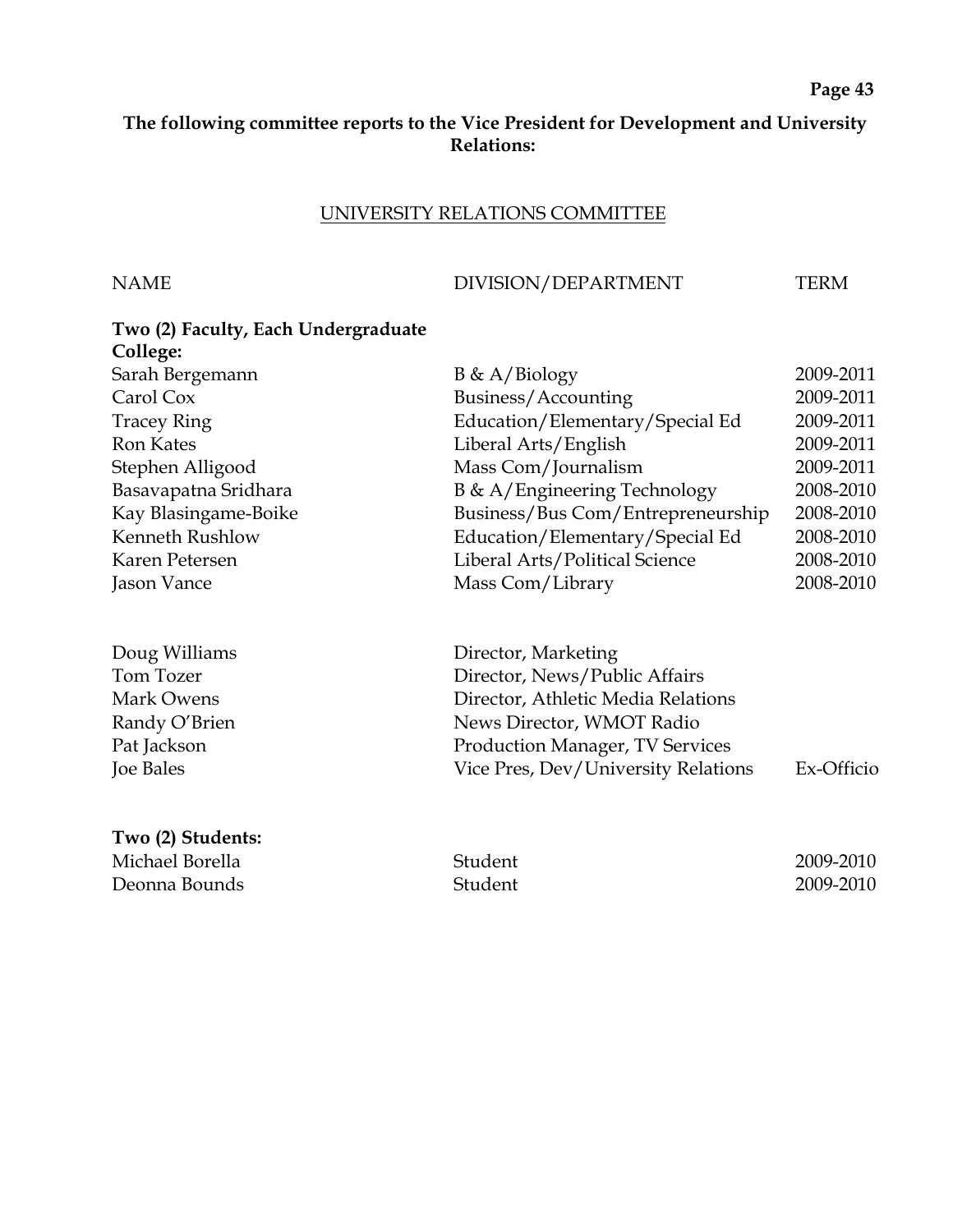**The following committee reports to the Vice President for Development and University Relations:**

## UNIVERSITY RELATIONS COMMITTEE

| NAME | DIVISION/DEPARTMENT | TERM |
|---|---|---|
| **Two (2) Faculty, Each Undergraduate College:** | | |
| Sarah Bergemann | B & A/Biology | 2009-2011 |
| Carol Cox | Business/Accounting | 2009-2011 |
| Tracey Ring | Education/Elementary/Special Ed | 2009-2011 |
| Ron Kates | Liberal Arts/English | 2009-2011 |
| Stephen Alligood | Mass Com/Journalism | 2009-2011 |
| Basavapatna Sridhara | B & A/Engineering Technology | 2008-2010 |
| Kay Blasingame-Boike | Business/Bus Com/Entrepreneurship | 2008-2010 |
| Kenneth Rushlow | Education/Elementary/Special Ed | 2008-2010 |
| Karen Petersen | Liberal Arts/Political Science | 2008-2010 |
| Jason Vance | Mass Com/Library | 2008-2010 |
| | | |
| Doug Williams | Director, Marketing | |
| Tom Tozer | Director, News/Public Affairs | |
| Mark Owens | Director, Athletic Media Relations | |
| Randy O'Brien | News Director, WMOT Radio | |
| Pat Jackson | Production Manager, TV Services | |
| Joe Bales | Vice Pres, Dev/University Relations | Ex-Officio |
| | | |
| **Two (2) Students:** | | |
| Michael Borella | Student | 2009-2010 |
| Deonna Bounds | Student | 2009-2010 |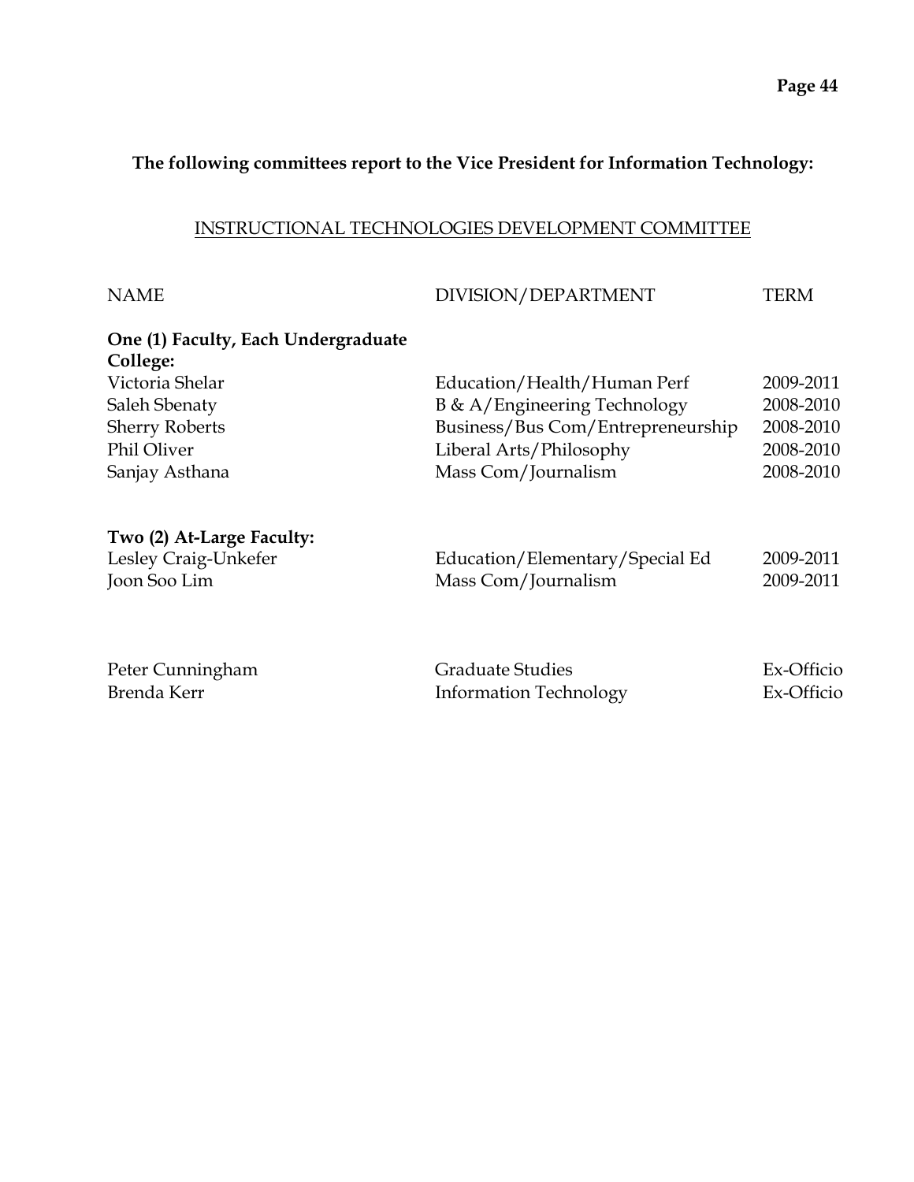**The following committees report to the Vice President for Information Technology:**

## INSTRUCTIONAL TECHNOLOGIES DEVELOPMENT COMMITTEE

| NAME | DIVISION/DEPARTMENT | TERM |
|---|---|---|
| **One (1) Faculty, Each Undergraduate College:** | | |
| Victoria Shelar | Education/Health/Human Perf | 2009-2011 |
| Saleh Sbenaty | B & A/Engineering Technology | 2008-2010 |
| Sherry Roberts | Business/Bus Com/Entrepreneurship | 2008-2010 |
| Phil Oliver | Liberal Arts/Philosophy | 2008-2010 |
| Sanjay Asthana | Mass Com/Journalism | 2008-2010 |
| **Two (2) At-Large Faculty:** | | |
| Lesley Craig-Unkefer | Education/Elementary/Special Ed | 2009-2011 |
| Joon Soo Lim | Mass Com/Journalism | 2009-2011 |
| Peter Cunningham | Graduate Studies | Ex-Officio |
| Brenda Kerr | Information Technology | Ex-Officio |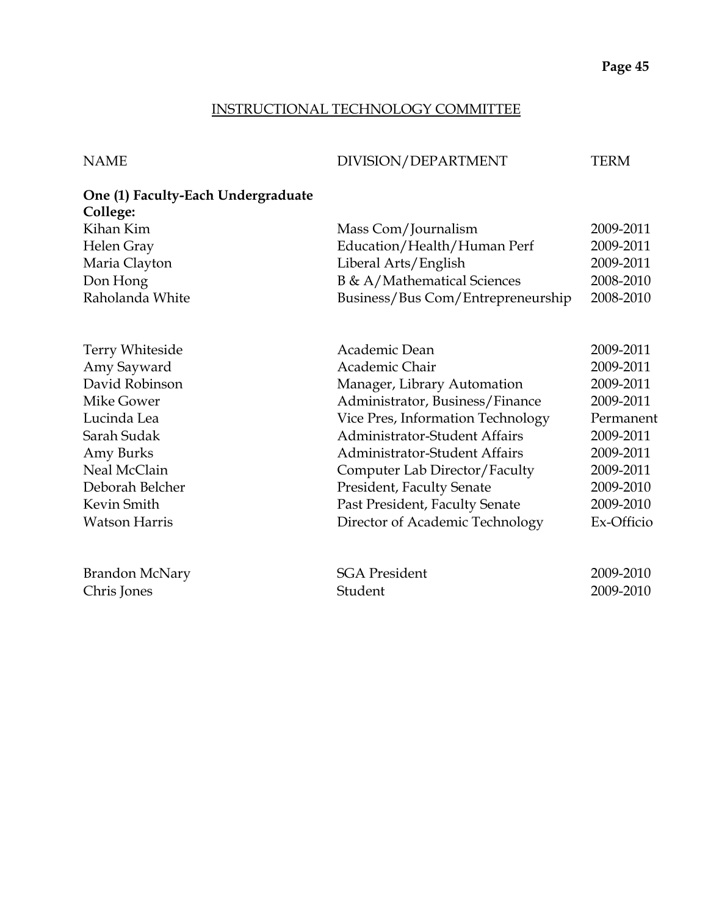## INSTRUCTIONAL TECHNOLOGY COMMITTEE

| NAME | DIVISION/DEPARTMENT | TERM |
|---|---|---|
| **One (1) Faculty-Each Undergraduate College:** | | |
| Kihan Kim | Mass Com/Journalism | 2009-2011 |
| Helen Gray | Education/Health/Human Perf | 2009-2011 |
| Maria Clayton | Liberal Arts/English | 2009-2011 |
| Don Hong | B & A/Mathematical Sciences | 2008-2010 |
| Raholanda White | Business/Bus Com/Entrepreneurship | 2008-2010 |
| | | |
| Terry Whiteside | Academic Dean | 2009-2011 |
| Amy Sayward | Academic Chair | 2009-2011 |
| David Robinson | Manager, Library Automation | 2009-2011 |
| Mike Gower | Administrator, Business/Finance | 2009-2011 |
| Lucinda Lea | Vice Pres, Information Technology | Permanent |
| Sarah Sudak | Administrator-Student Affairs | 2009-2011 |
| Amy Burks | Administrator-Student Affairs | 2009-2011 |
| Neal McClain | Computer Lab Director/Faculty | 2009-2011 |
| Deborah Belcher | President, Faculty Senate | 2009-2010 |
| Kevin Smith | Past President, Faculty Senate | 2009-2010 |
| Watson Harris | Director of Academic Technology | Ex-Officio |
| | | |
| Brandon McNary | SGA President | 2009-2010 |
| Chris Jones | Student | 2009-2010 |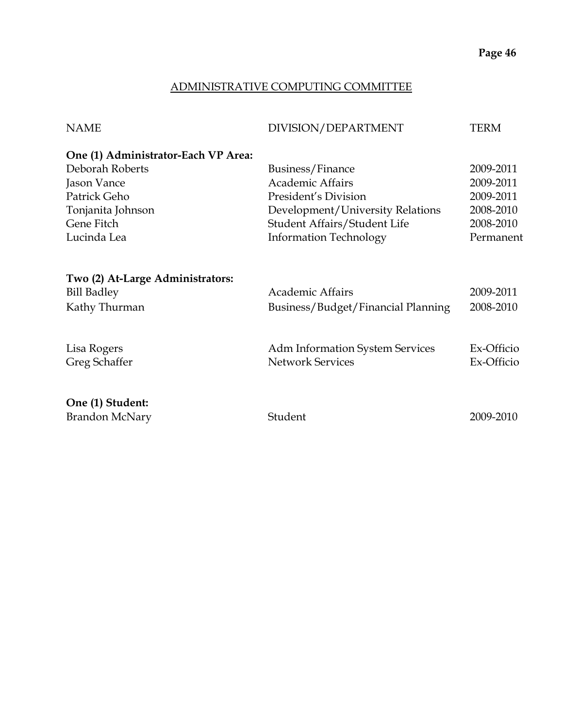## ADMINISTRATIVE COMPUTING COMMITTEE

| NAME | DIVISION/DEPARTMENT | TERM |
|---|---|---|
| **One (1) Administrator-Each VP Area:** | | |
| Deborah Roberts | Business/Finance | 2009-2011 |
| Jason Vance | Academic Affairs | 2009-2011 |
| Patrick Geho | President's Division | 2009-2011 |
| Tonjanita Johnson | Development/University Relations | 2008-2010 |
| Gene Fitch | Student Affairs/Student Life | 2008-2010 |
| Lucinda Lea | Information Technology | Permanent |
| **Two (2) At-Large Administrators:** | | |
| Bill Badley | Academic Affairs | 2009-2011 |
| Kathy Thurman | Business/Budget/Financial Planning | 2008-2010 |
| Lisa Rogers | Adm Information System Services | Ex-Officio |
| Greg Schaffer | Network Services | Ex-Officio |
| **One (1) Student:** | | |
| Brandon McNary | Student | 2009-2010 |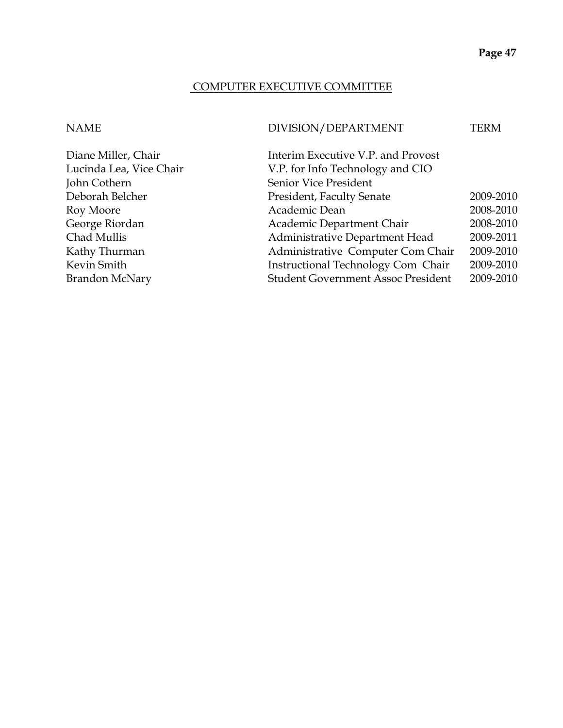## COMPUTER EXECUTIVE COMMITTEE

| NAME | DIVISION/DEPARTMENT | TERM |
|---|---|---|
| Diane Miller, Chair | Interim Executive V.P. and Provost | |
| Lucinda Lea, Vice Chair | V.P. for Info Technology and CIO | |
| John Cothern | Senior Vice President | |
| Deborah Belcher | President, Faculty Senate | 2009-2010 |
| Roy Moore | Academic Dean | 2008-2010 |
| George Riordan | Academic Department Chair | 2008-2010 |
| Chad Mullis | Administrative Department Head | 2009-2011 |
| Kathy Thurman | Administrative Computer Com Chair | 2009-2010 |
| Kevin Smith | Instructional Technology Com Chair | 2009-2010 |
| Brandon McNary | Student Government Assoc President | 2009-2010 |